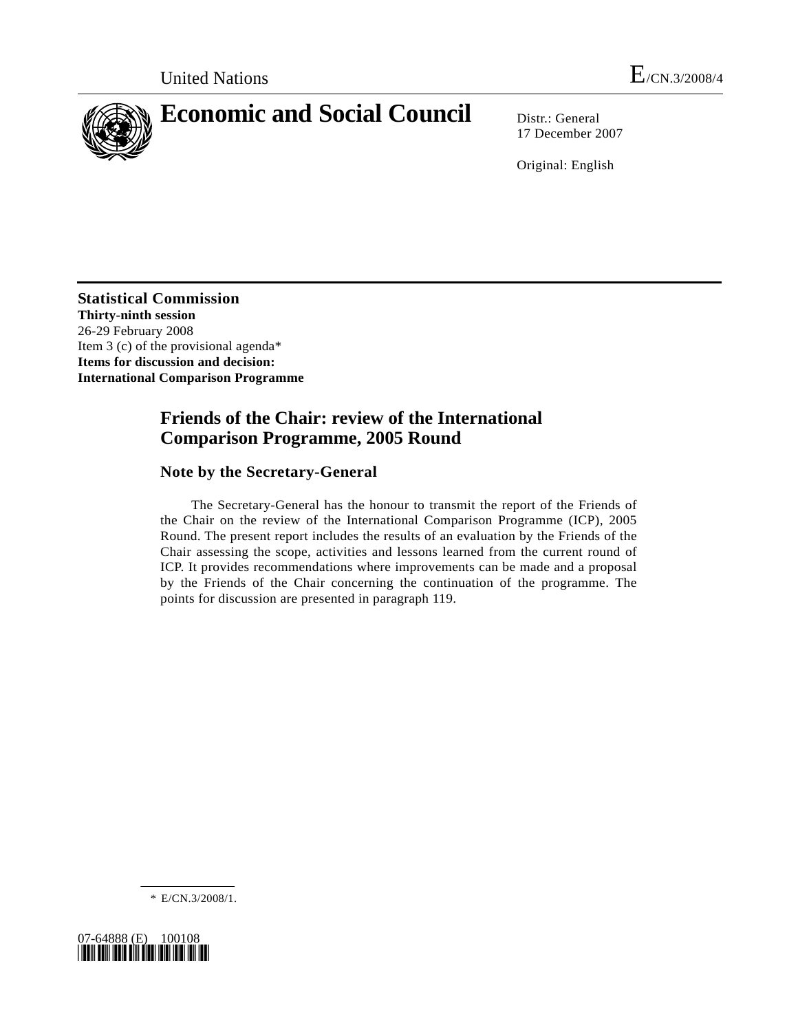United Nations E/CN.3/2008/4

# Economic and Social Council

Distr.: General
17 December 2007

Original: English

**Statistical Commission**
**Thirty-ninth session**
26-29 February 2008
Item 3 (c) of the provisional agenda*
**Items for discussion and decision:**
**International Comparison Programme**

## Friends of the Chair: review of the International Comparison Programme, 2005 Round

### Note by the Secretary-General

The Secretary-General has the honour to transmit the report of the Friends of the Chair on the review of the International Comparison Programme (ICP), 2005 Round. The present report includes the results of an evaluation by the Friends of the Chair assessing the scope, activities and lessons learned from the current round of ICP. It provides recommendations where improvements can be made and a proposal by the Friends of the Chair concerning the continuation of the programme. The points for discussion are presented in paragraph 119.

\* E/CN.3/2008/1.

07-64888 (E) 100108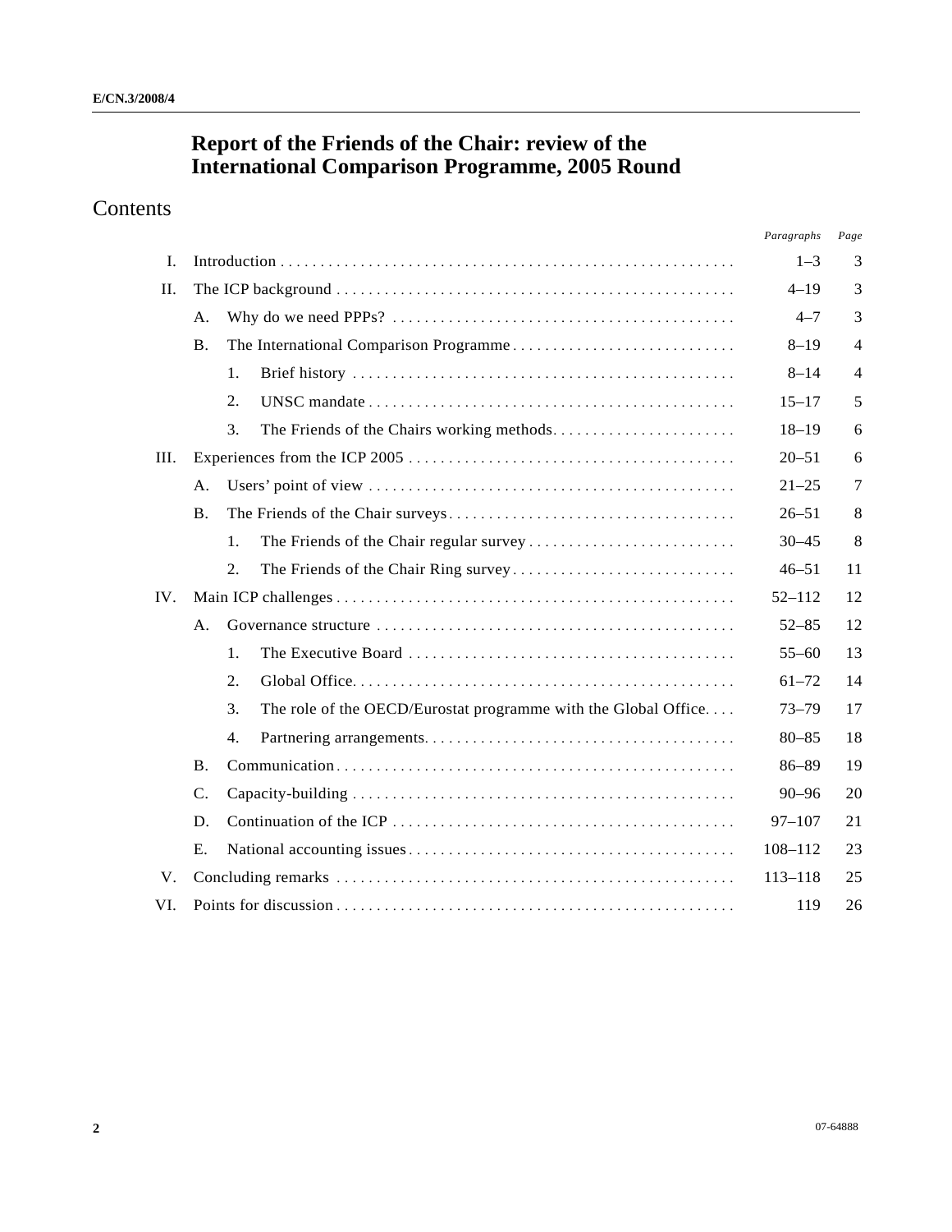# Report of the Friends of the Chair: review of the International Comparison Programme, 2005 Round

## Contents

| | | | | *Paragraphs* | *Page* |
|---|---|---|---|---|---|
| I. | Introduction | | | 1–3 | 3 |
| II. | The ICP background | | | 4–19 | 3 |
| | A. | Why do we need PPPs? | | 4–7 | 3 |
| | B. | The International Comparison Programme | | 8–19 | 4 |
| | | 1. | Brief history | 8–14 | 4 |
| | | 2. | UNSC mandate | 15–17 | 5 |
| | | 3. | The Friends of the Chairs working methods | 18–19 | 6 |
| III. | Experiences from the ICP 2005 | | | 20–51 | 6 |
| | A. | Users' point of view | | 21–25 | 7 |
| | B. | The Friends of the Chair surveys | | 26–51 | 8 |
| | | 1. | The Friends of the Chair regular survey | 30–45 | 8 |
| | | 2. | The Friends of the Chair Ring survey | 46–51 | 11 |
| IV. | Main ICP challenges | | | 52–112 | 12 |
| | A. | Governance structure | | 52–85 | 12 |
| | | 1. | The Executive Board | 55–60 | 13 |
| | | 2. | Global Office | 61–72 | 14 |
| | | 3. | The role of the OECD/Eurostat programme with the Global Office | 73–79 | 17 |
| | | 4. | Partnering arrangements | 80–85 | 18 |
| | B. | Communication | | 86–89 | 19 |
| | C. | Capacity-building | | 90–96 | 20 |
| | D. | Continuation of the ICP | | 97–107 | 21 |
| | E. | National accounting issues | | 108–112 | 23 |
| V. | Concluding remarks | | | 113–118 | 25 |
| VI. | Points for discussion | | | 119 | 26 |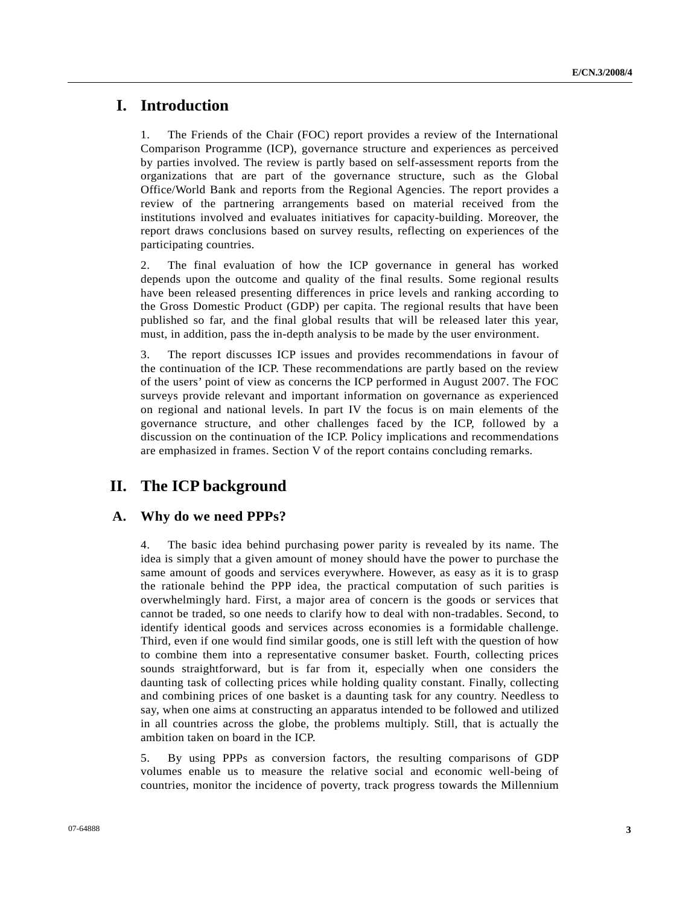# I. Introduction

1. The Friends of the Chair (FOC) report provides a review of the International Comparison Programme (ICP), governance structure and experiences as perceived by parties involved. The review is partly based on self-assessment reports from the organizations that are part of the governance structure, such as the Global Office/World Bank and reports from the Regional Agencies. The report provides a review of the partnering arrangements based on material received from the institutions involved and evaluates initiatives for capacity-building. Moreover, the report draws conclusions based on survey results, reflecting on experiences of the participating countries.

2. The final evaluation of how the ICP governance in general has worked depends upon the outcome and quality of the final results. Some regional results have been released presenting differences in price levels and ranking according to the Gross Domestic Product (GDP) per capita. The regional results that have been published so far, and the final global results that will be released later this year, must, in addition, pass the in-depth analysis to be made by the user environment.

3. The report discusses ICP issues and provides recommendations in favour of the continuation of the ICP. These recommendations are partly based on the review of the users' point of view as concerns the ICP performed in August 2007. The FOC surveys provide relevant and important information on governance as experienced on regional and national levels. In part IV the focus is on main elements of the governance structure, and other challenges faced by the ICP, followed by a discussion on the continuation of the ICP. Policy implications and recommendations are emphasized in frames. Section V of the report contains concluding remarks.

# II. The ICP background

## A. Why do we need PPPs?

4. The basic idea behind purchasing power parity is revealed by its name. The idea is simply that a given amount of money should have the power to purchase the same amount of goods and services everywhere. However, as easy as it is to grasp the rationale behind the PPP idea, the practical computation of such parities is overwhelmingly hard. First, a major area of concern is the goods or services that cannot be traded, so one needs to clarify how to deal with non-tradables. Second, to identify identical goods and services across economies is a formidable challenge. Third, even if one would find similar goods, one is still left with the question of how to combine them into a representative consumer basket. Fourth, collecting prices sounds straightforward, but is far from it, especially when one considers the daunting task of collecting prices while holding quality constant. Finally, collecting and combining prices of one basket is a daunting task for any country. Needless to say, when one aims at constructing an apparatus intended to be followed and utilized in all countries across the globe, the problems multiply. Still, that is actually the ambition taken on board in the ICP.

5. By using PPPs as conversion factors, the resulting comparisons of GDP volumes enable us to measure the relative social and economic well-being of countries, monitor the incidence of poverty, track progress towards the Millennium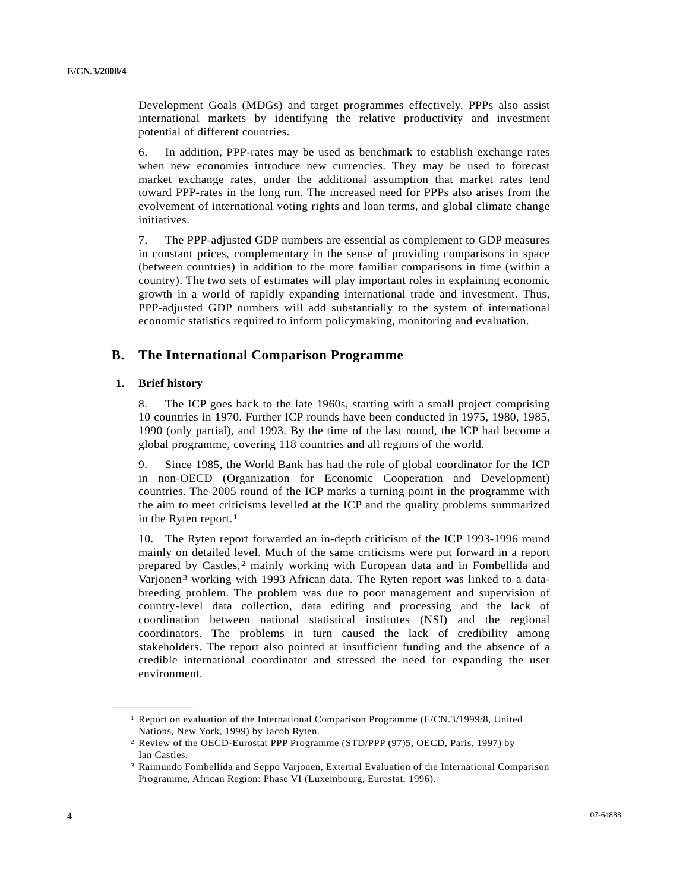Development Goals (MDGs) and target programmes effectively. PPPs also assist international markets by identifying the relative productivity and investment potential of different countries.

6. In addition, PPP-rates may be used as benchmark to establish exchange rates when new economies introduce new currencies. They may be used to forecast market exchange rates, under the additional assumption that market rates tend toward PPP-rates in the long run. The increased need for PPPs also arises from the evolvement of international voting rights and loan terms, and global climate change initiatives.

7. The PPP-adjusted GDP numbers are essential as complement to GDP measures in constant prices, complementary in the sense of providing comparisons in space (between countries) in addition to the more familiar comparisons in time (within a country). The two sets of estimates will play important roles in explaining economic growth in a world of rapidly expanding international trade and investment. Thus, PPP-adjusted GDP numbers will add substantially to the system of international economic statistics required to inform policymaking, monitoring and evaluation.

## B. The International Comparison Programme

### 1. Brief history

8. The ICP goes back to the late 1960s, starting with a small project comprising 10 countries in 1970. Further ICP rounds have been conducted in 1975, 1980, 1985, 1990 (only partial), and 1993. By the time of the last round, the ICP had become a global programme, covering 118 countries and all regions of the world.

9. Since 1985, the World Bank has had the role of global coordinator for the ICP in non-OECD (Organization for Economic Cooperation and Development) countries. The 2005 round of the ICP marks a turning point in the programme with the aim to meet criticisms levelled at the ICP and the quality problems summarized in the Ryten report.[1]

10. The Ryten report forwarded an in-depth criticism of the ICP 1993-1996 round mainly on detailed level. Much of the same criticisms were put forward in a report prepared by Castles,[2] mainly working with European data and in Fombellida and Varjonen[3] working with 1993 African data. The Ryten report was linked to a data-breeding problem. The problem was due to poor management and supervision of country-level data collection, data editing and processing and the lack of coordination between national statistical institutes (NSI) and the regional coordinators. The problems in turn caused the lack of credibility among stakeholders. The report also pointed at insufficient funding and the absence of a credible international coordinator and stressed the need for expanding the user environment.

---

[1] Report on evaluation of the International Comparison Programme (E/CN.3/1999/8, United Nations, New York, 1999) by Jacob Ryten.

[2] Review of the OECD-Eurostat PPP Programme (STD/PPP (97)5, OECD, Paris, 1997) by Ian Castles.

[3] Raimundo Fombellida and Seppo Varjonen, External Evaluation of the International Comparison Programme, African Region: Phase VI (Luxembourg, Eurostat, 1996).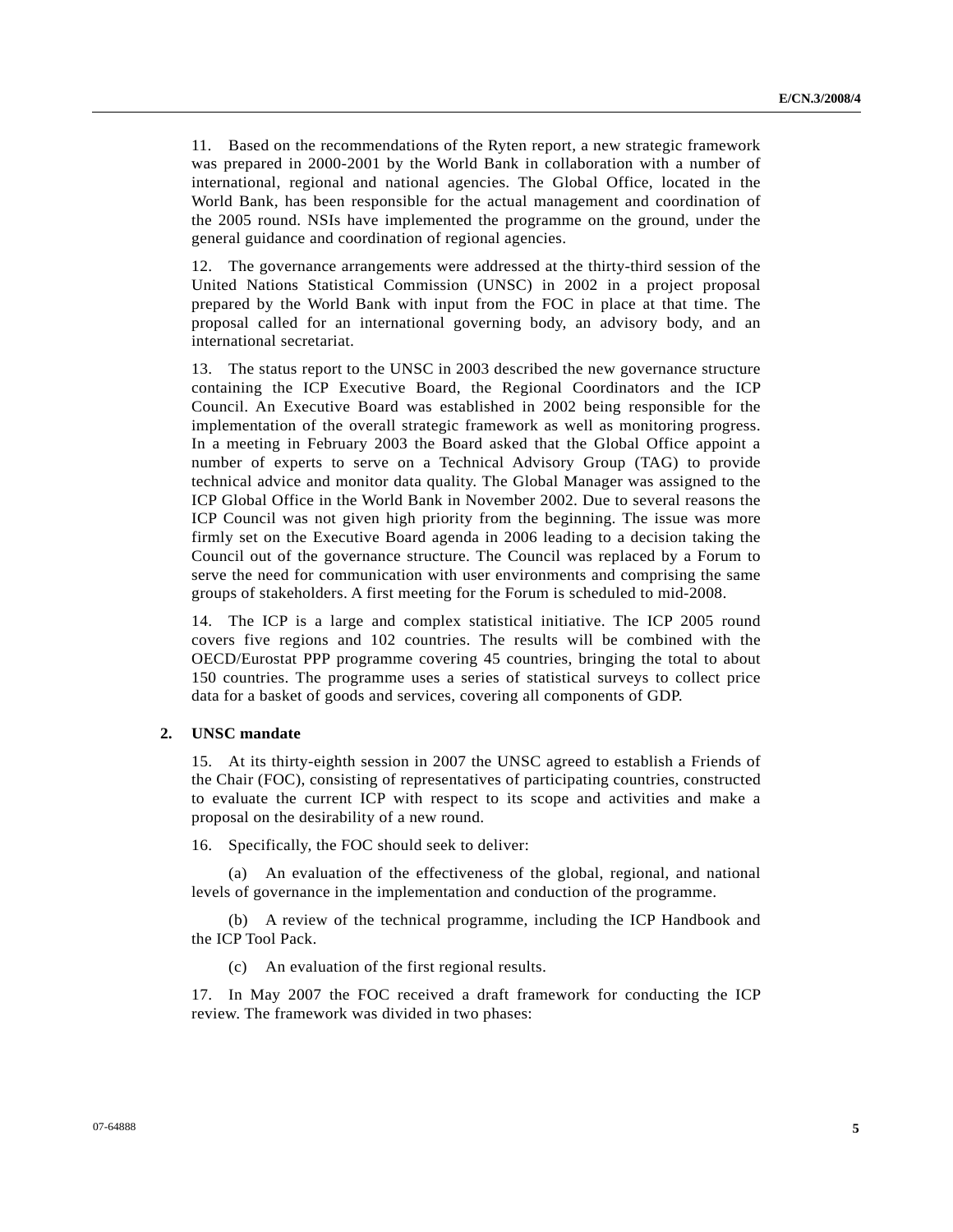11. Based on the recommendations of the Ryten report, a new strategic framework was prepared in 2000-2001 by the World Bank in collaboration with a number of international, regional and national agencies. The Global Office, located in the World Bank, has been responsible for the actual management and coordination of the 2005 round. NSIs have implemented the programme on the ground, under the general guidance and coordination of regional agencies.

12. The governance arrangements were addressed at the thirty-third session of the United Nations Statistical Commission (UNSC) in 2002 in a project proposal prepared by the World Bank with input from the FOC in place at that time. The proposal called for an international governing body, an advisory body, and an international secretariat.

13. The status report to the UNSC in 2003 described the new governance structure containing the ICP Executive Board, the Regional Coordinators and the ICP Council. An Executive Board was established in 2002 being responsible for the implementation of the overall strategic framework as well as monitoring progress. In a meeting in February 2003 the Board asked that the Global Office appoint a number of experts to serve on a Technical Advisory Group (TAG) to provide technical advice and monitor data quality. The Global Manager was assigned to the ICP Global Office in the World Bank in November 2002. Due to several reasons the ICP Council was not given high priority from the beginning. The issue was more firmly set on the Executive Board agenda in 2006 leading to a decision taking the Council out of the governance structure. The Council was replaced by a Forum to serve the need for communication with user environments and comprising the same groups of stakeholders. A first meeting for the Forum is scheduled to mid-2008.

14. The ICP is a large and complex statistical initiative. The ICP 2005 round covers five regions and 102 countries. The results will be combined with the OECD/Eurostat PPP programme covering 45 countries, bringing the total to about 150 countries. The programme uses a series of statistical surveys to collect price data for a basket of goods and services, covering all components of GDP.

## 2. UNSC mandate

15. At its thirty-eighth session in 2007 the UNSC agreed to establish a Friends of the Chair (FOC), consisting of representatives of participating countries, constructed to evaluate the current ICP with respect to its scope and activities and make a proposal on the desirability of a new round.

16. Specifically, the FOC should seek to deliver:

(a) An evaluation of the effectiveness of the global, regional, and national levels of governance in the implementation and conduction of the programme.

(b) A review of the technical programme, including the ICP Handbook and the ICP Tool Pack.

(c) An evaluation of the first regional results.

17. In May 2007 the FOC received a draft framework for conducting the ICP review. The framework was divided in two phases: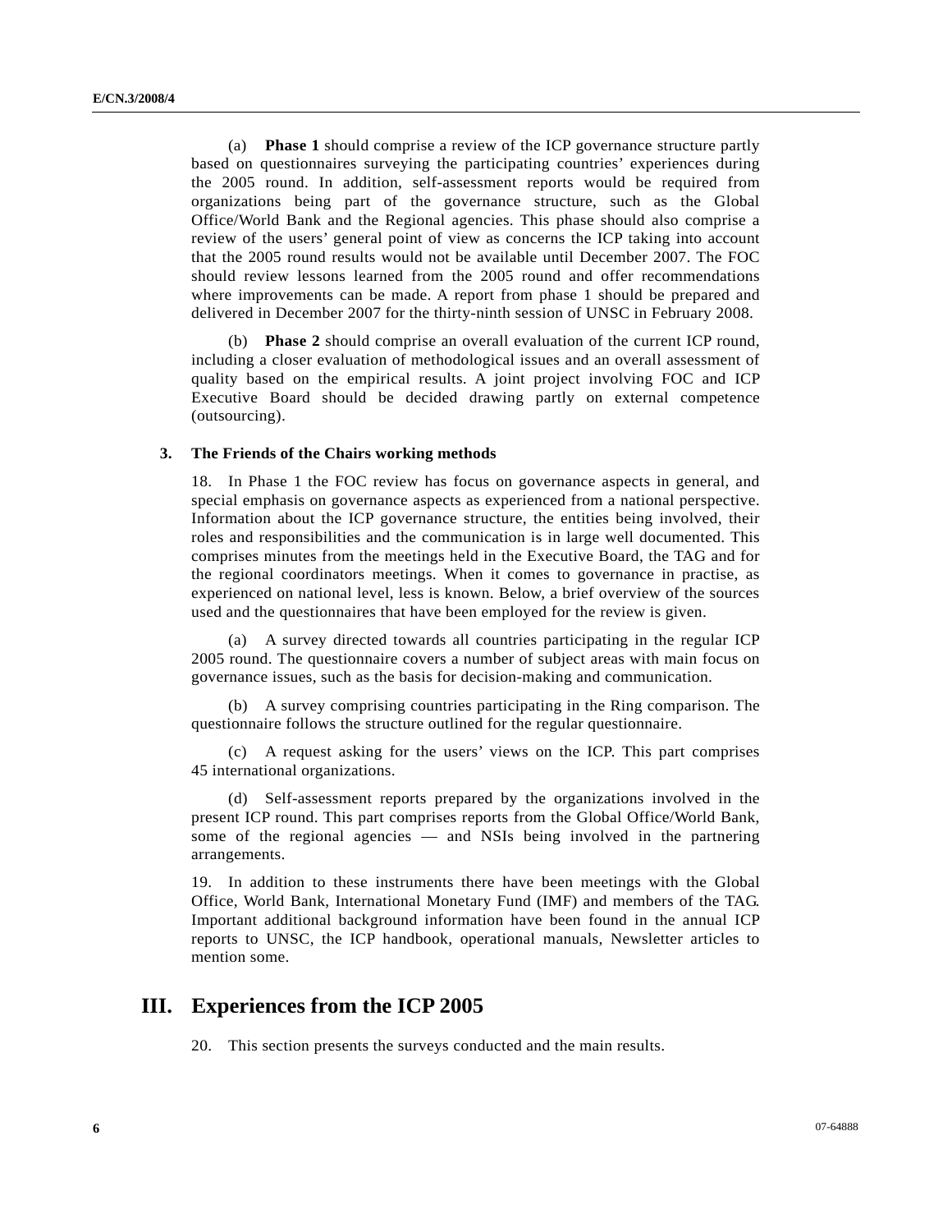(a) **Phase 1** should comprise a review of the ICP governance structure partly based on questionnaires surveying the participating countries' experiences during the 2005 round. In addition, self-assessment reports would be required from organizations being part of the governance structure, such as the Global Office/World Bank and the Regional agencies. This phase should also comprise a review of the users' general point of view as concerns the ICP taking into account that the 2005 round results would not be available until December 2007. The FOC should review lessons learned from the 2005 round and offer recommendations where improvements can be made. A report from phase 1 should be prepared and delivered in December 2007 for the thirty-ninth session of UNSC in February 2008.

(b) **Phase 2** should comprise an overall evaluation of the current ICP round, including a closer evaluation of methodological issues and an overall assessment of quality based on the empirical results. A joint project involving FOC and ICP Executive Board should be decided drawing partly on external competence (outsourcing).

### 3. The Friends of the Chairs working methods

18. In Phase 1 the FOC review has focus on governance aspects in general, and special emphasis on governance aspects as experienced from a national perspective. Information about the ICP governance structure, the entities being involved, their roles and responsibilities and the communication is in large well documented. This comprises minutes from the meetings held in the Executive Board, the TAG and for the regional coordinators meetings. When it comes to governance in practise, as experienced on national level, less is known. Below, a brief overview of the sources used and the questionnaires that have been employed for the review is given.

(a) A survey directed towards all countries participating in the regular ICP 2005 round. The questionnaire covers a number of subject areas with main focus on governance issues, such as the basis for decision-making and communication.

(b) A survey comprising countries participating in the Ring comparison. The questionnaire follows the structure outlined for the regular questionnaire.

(c) A request asking for the users' views on the ICP. This part comprises 45 international organizations.

(d) Self-assessment reports prepared by the organizations involved in the present ICP round. This part comprises reports from the Global Office/World Bank, some of the regional agencies — and NSIs being involved in the partnering arrangements.

19. In addition to these instruments there have been meetings with the Global Office, World Bank, International Monetary Fund (IMF) and members of the TAG. Important additional background information have been found in the annual ICP reports to UNSC, the ICP handbook, operational manuals, Newsletter articles to mention some.

## III. Experiences from the ICP 2005

20. This section presents the surveys conducted and the main results.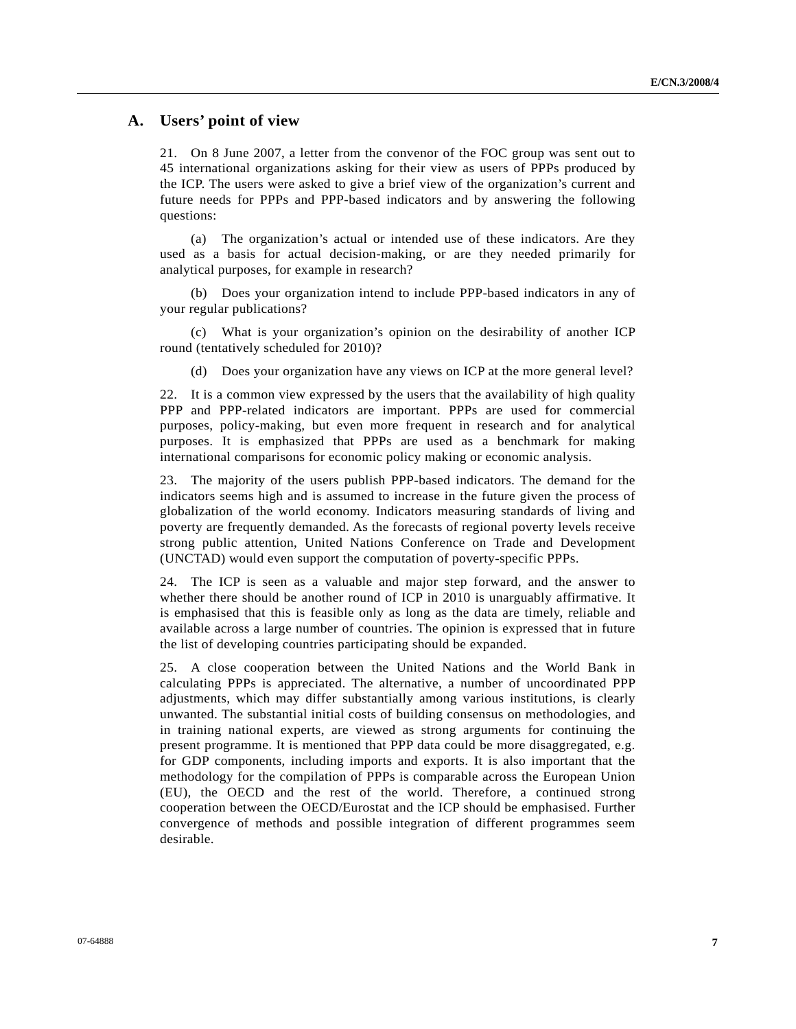## A. Users' point of view

21. On 8 June 2007, a letter from the convenor of the FOC group was sent out to 45 international organizations asking for their view as users of PPPs produced by the ICP. The users were asked to give a brief view of the organization's current and future needs for PPPs and PPP-based indicators and by answering the following questions:

(a) The organization's actual or intended use of these indicators. Are they used as a basis for actual decision-making, or are they needed primarily for analytical purposes, for example in research?

(b) Does your organization intend to include PPP-based indicators in any of your regular publications?

(c) What is your organization's opinion on the desirability of another ICP round (tentatively scheduled for 2010)?

(d) Does your organization have any views on ICP at the more general level?

22. It is a common view expressed by the users that the availability of high quality PPP and PPP-related indicators are important. PPPs are used for commercial purposes, policy-making, but even more frequent in research and for analytical purposes. It is emphasized that PPPs are used as a benchmark for making international comparisons for economic policy making or economic analysis.

23. The majority of the users publish PPP-based indicators. The demand for the indicators seems high and is assumed to increase in the future given the process of globalization of the world economy. Indicators measuring standards of living and poverty are frequently demanded. As the forecasts of regional poverty levels receive strong public attention, United Nations Conference on Trade and Development (UNCTAD) would even support the computation of poverty-specific PPPs.

24. The ICP is seen as a valuable and major step forward, and the answer to whether there should be another round of ICP in 2010 is unarguably affirmative. It is emphasised that this is feasible only as long as the data are timely, reliable and available across a large number of countries. The opinion is expressed that in future the list of developing countries participating should be expanded.

25. A close cooperation between the United Nations and the World Bank in calculating PPPs is appreciated. The alternative, a number of uncoordinated PPP adjustments, which may differ substantially among various institutions, is clearly unwanted. The substantial initial costs of building consensus on methodologies, and in training national experts, are viewed as strong arguments for continuing the present programme. It is mentioned that PPP data could be more disaggregated, e.g. for GDP components, including imports and exports. It is also important that the methodology for the compilation of PPPs is comparable across the European Union (EU), the OECD and the rest of the world. Therefore, a continued strong cooperation between the OECD/Eurostat and the ICP should be emphasised. Further convergence of methods and possible integration of different programmes seem desirable.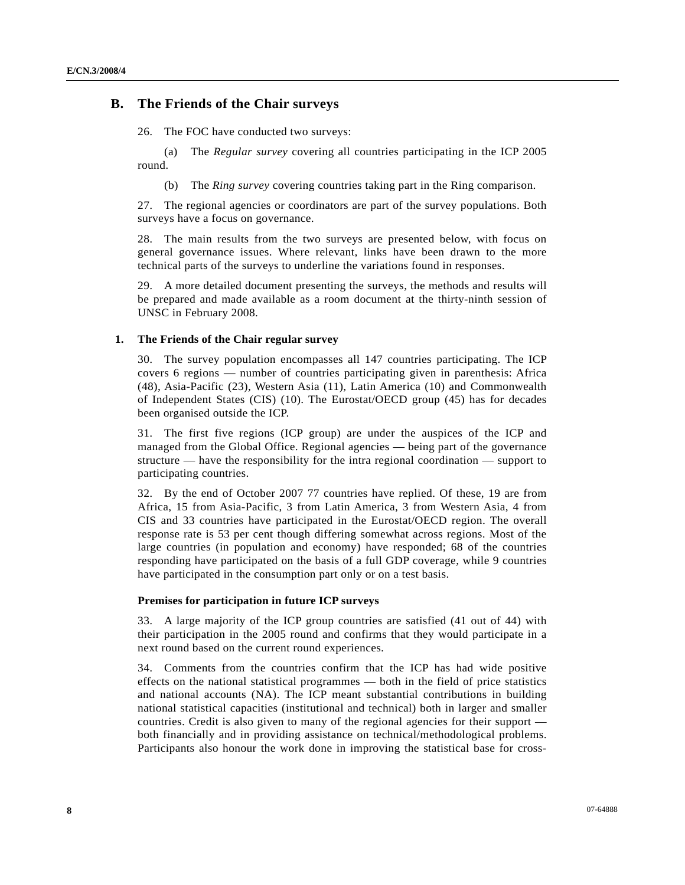## B. The Friends of the Chair surveys

26. The FOC have conducted two surveys:

(a) The *Regular survey* covering all countries participating in the ICP 2005 round.

(b) The *Ring survey* covering countries taking part in the Ring comparison.

27. The regional agencies or coordinators are part of the survey populations. Both surveys have a focus on governance.

28. The main results from the two surveys are presented below, with focus on general governance issues. Where relevant, links have been drawn to the more technical parts of the surveys to underline the variations found in responses.

29. A more detailed document presenting the surveys, the methods and results will be prepared and made available as a room document at the thirty-ninth session of UNSC in February 2008.

### 1. The Friends of the Chair regular survey

30. The survey population encompasses all 147 countries participating. The ICP covers 6 regions — number of countries participating given in parenthesis: Africa (48), Asia-Pacific (23), Western Asia (11), Latin America (10) and Commonwealth of Independent States (CIS) (10). The Eurostat/OECD group (45) has for decades been organised outside the ICP.

31. The first five regions (ICP group) are under the auspices of the ICP and managed from the Global Office. Regional agencies — being part of the governance structure — have the responsibility for the intra regional coordination — support to participating countries.

32. By the end of October 2007 77 countries have replied. Of these, 19 are from Africa, 15 from Asia-Pacific, 3 from Latin America, 3 from Western Asia, 4 from CIS and 33 countries have participated in the Eurostat/OECD region. The overall response rate is 53 per cent though differing somewhat across regions. Most of the large countries (in population and economy) have responded; 68 of the countries responding have participated on the basis of a full GDP coverage, while 9 countries have participated in the consumption part only or on a test basis.

#### Premises for participation in future ICP surveys

33. A large majority of the ICP group countries are satisfied (41 out of 44) with their participation in the 2005 round and confirms that they would participate in a next round based on the current round experiences.

34. Comments from the countries confirm that the ICP has had wide positive effects on the national statistical programmes — both in the field of price statistics and national accounts (NA). The ICP meant substantial contributions in building national statistical capacities (institutional and technical) both in larger and smaller countries. Credit is also given to many of the regional agencies for their support — both financially and in providing assistance on technical/methodological problems. Participants also honour the work done in improving the statistical base for cross-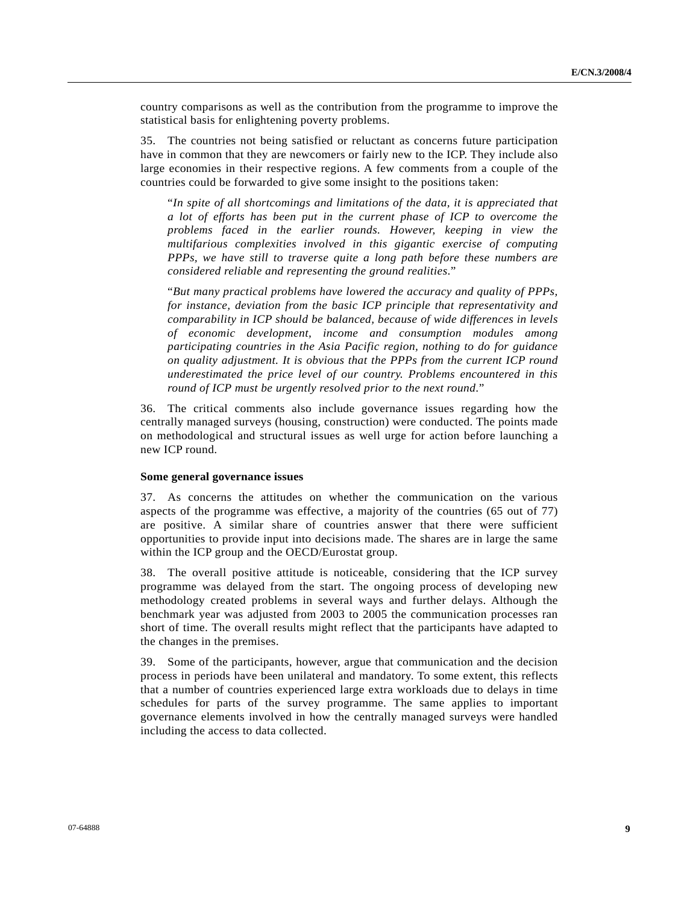country comparisons as well as the contribution from the programme to improve the statistical basis for enlightening poverty problems.

35. The countries not being satisfied or reluctant as concerns future participation have in common that they are newcomers or fairly new to the ICP. They include also large economies in their respective regions. A few comments from a couple of the countries could be forwarded to give some insight to the positions taken:

> "*In spite of all shortcomings and limitations of the data, it is appreciated that a lot of efforts has been put in the current phase of ICP to overcome the problems faced in the earlier rounds. However, keeping in view the multifarious complexities involved in this gigantic exercise of computing PPPs, we have still to traverse quite a long path before these numbers are considered reliable and representing the ground realities*."

> "*But many practical problems have lowered the accuracy and quality of PPPs, for instance, deviation from the basic ICP principle that representativity and comparability in ICP should be balanced, because of wide differences in levels of economic development, income and consumption modules among participating countries in the Asia Pacific region, nothing to do for guidance on quality adjustment. It is obvious that the PPPs from the current ICP round underestimated the price level of our country. Problems encountered in this round of ICP must be urgently resolved prior to the next round*."

36. The critical comments also include governance issues regarding how the centrally managed surveys (housing, construction) were conducted. The points made on methodological and structural issues as well urge for action before launching a new ICP round.

**Some general governance issues**

37. As concerns the attitudes on whether the communication on the various aspects of the programme was effective, a majority of the countries (65 out of 77) are positive. A similar share of countries answer that there were sufficient opportunities to provide input into decisions made. The shares are in large the same within the ICP group and the OECD/Eurostat group.

38. The overall positive attitude is noticeable, considering that the ICP survey programme was delayed from the start. The ongoing process of developing new methodology created problems in several ways and further delays. Although the benchmark year was adjusted from 2003 to 2005 the communication processes ran short of time. The overall results might reflect that the participants have adapted to the changes in the premises.

39. Some of the participants, however, argue that communication and the decision process in periods have been unilateral and mandatory. To some extent, this reflects that a number of countries experienced large extra workloads due to delays in time schedules for parts of the survey programme. The same applies to important governance elements involved in how the centrally managed surveys were handled including the access to data collected.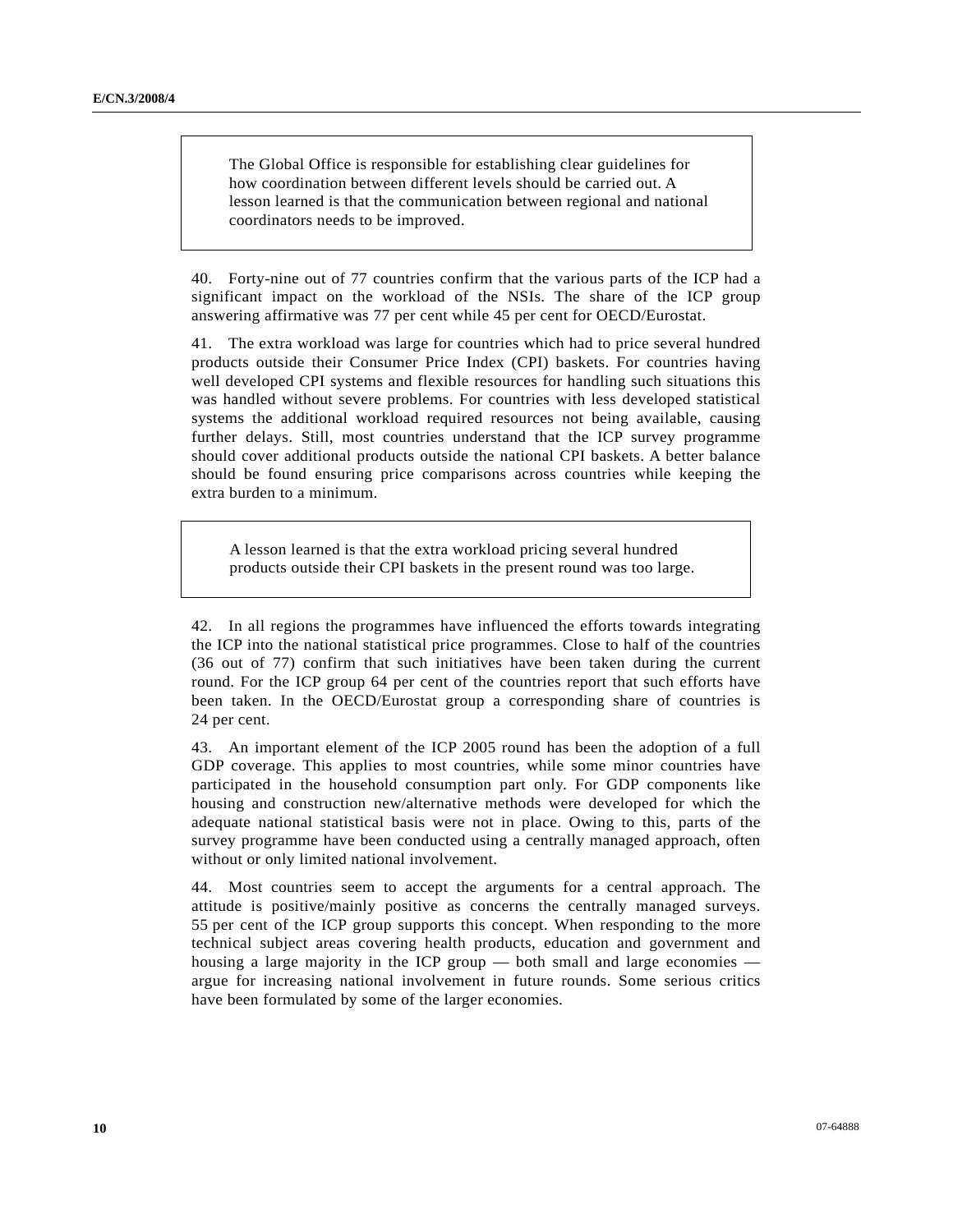> The Global Office is responsible for establishing clear guidelines for how coordination between different levels should be carried out. A lesson learned is that the communication between regional and national coordinators needs to be improved.

40. Forty-nine out of 77 countries confirm that the various parts of the ICP had a significant impact on the workload of the NSIs. The share of the ICP group answering affirmative was 77 per cent while 45 per cent for OECD/Eurostat.

41. The extra workload was large for countries which had to price several hundred products outside their Consumer Price Index (CPI) baskets. For countries having well developed CPI systems and flexible resources for handling such situations this was handled without severe problems. For countries with less developed statistical systems the additional workload required resources not being available, causing further delays. Still, most countries understand that the ICP survey programme should cover additional products outside the national CPI baskets. A better balance should be found ensuring price comparisons across countries while keeping the extra burden to a minimum.

> A lesson learned is that the extra workload pricing several hundred products outside their CPI baskets in the present round was too large.

42. In all regions the programmes have influenced the efforts towards integrating the ICP into the national statistical price programmes. Close to half of the countries (36 out of 77) confirm that such initiatives have been taken during the current round. For the ICP group 64 per cent of the countries report that such efforts have been taken. In the OECD/Eurostat group a corresponding share of countries is 24 per cent.

43. An important element of the ICP 2005 round has been the adoption of a full GDP coverage. This applies to most countries, while some minor countries have participated in the household consumption part only. For GDP components like housing and construction new/alternative methods were developed for which the adequate national statistical basis were not in place. Owing to this, parts of the survey programme have been conducted using a centrally managed approach, often without or only limited national involvement.

44. Most countries seem to accept the arguments for a central approach. The attitude is positive/mainly positive as concerns the centrally managed surveys. 55 per cent of the ICP group supports this concept. When responding to the more technical subject areas covering health products, education and government and housing a large majority in the ICP group — both small and large economies — argue for increasing national involvement in future rounds. Some serious critics have been formulated by some of the larger economies.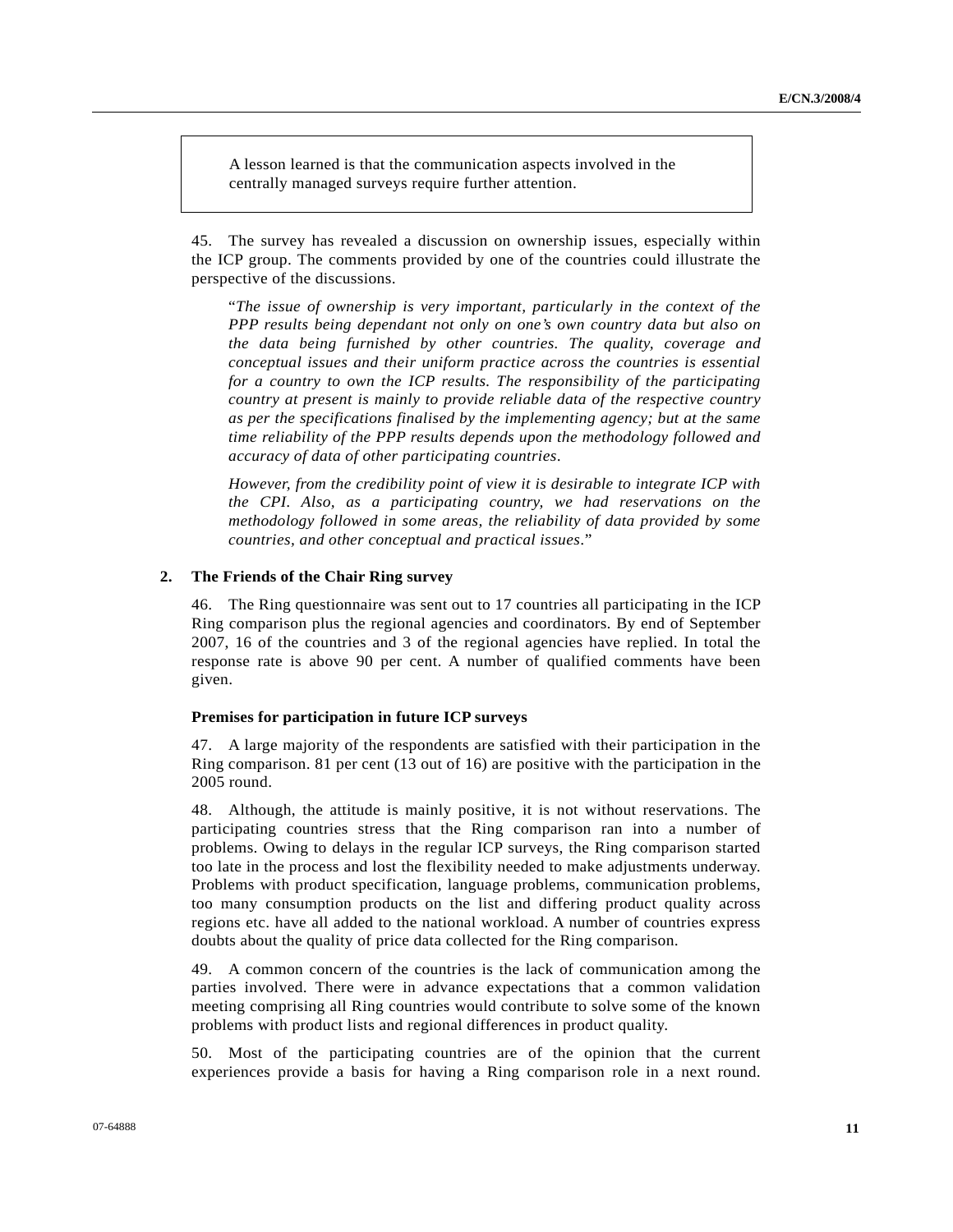> A lesson learned is that the communication aspects involved in the centrally managed surveys require further attention.

45. The survey has revealed a discussion on ownership issues, especially within the ICP group. The comments provided by one of the countries could illustrate the perspective of the discussions.

> "*The issue of ownership is very important, particularly in the context of the PPP results being dependant not only on one's own country data but also on the data being furnished by other countries. The quality, coverage and conceptual issues and their uniform practice across the countries is essential for a country to own the ICP results. The responsibility of the participating country at present is mainly to provide reliable data of the respective country as per the specifications finalised by the implementing agency; but at the same time reliability of the PPP results depends upon the methodology followed and accuracy of data of other participating countries*.
>
> *However, from the credibility point of view it is desirable to integrate ICP with the CPI. Also, as a participating country, we had reservations on the methodology followed in some areas, the reliability of data provided by some countries, and other conceptual and practical issues*."

## 2. The Friends of the Chair Ring survey

46. The Ring questionnaire was sent out to 17 countries all participating in the ICP Ring comparison plus the regional agencies and coordinators. By end of September 2007, 16 of the countries and 3 of the regional agencies have replied. In total the response rate is above 90 per cent. A number of qualified comments have been given.

### Premises for participation in future ICP surveys

47. A large majority of the respondents are satisfied with their participation in the Ring comparison. 81 per cent (13 out of 16) are positive with the participation in the 2005 round.

48. Although, the attitude is mainly positive, it is not without reservations. The participating countries stress that the Ring comparison ran into a number of problems. Owing to delays in the regular ICP surveys, the Ring comparison started too late in the process and lost the flexibility needed to make adjustments underway. Problems with product specification, language problems, communication problems, too many consumption products on the list and differing product quality across regions etc. have all added to the national workload. A number of countries express doubts about the quality of price data collected for the Ring comparison.

49. A common concern of the countries is the lack of communication among the parties involved. There were in advance expectations that a common validation meeting comprising all Ring countries would contribute to solve some of the known problems with product lists and regional differences in product quality.

50. Most of the participating countries are of the opinion that the current experiences provide a basis for having a Ring comparison role in a next round.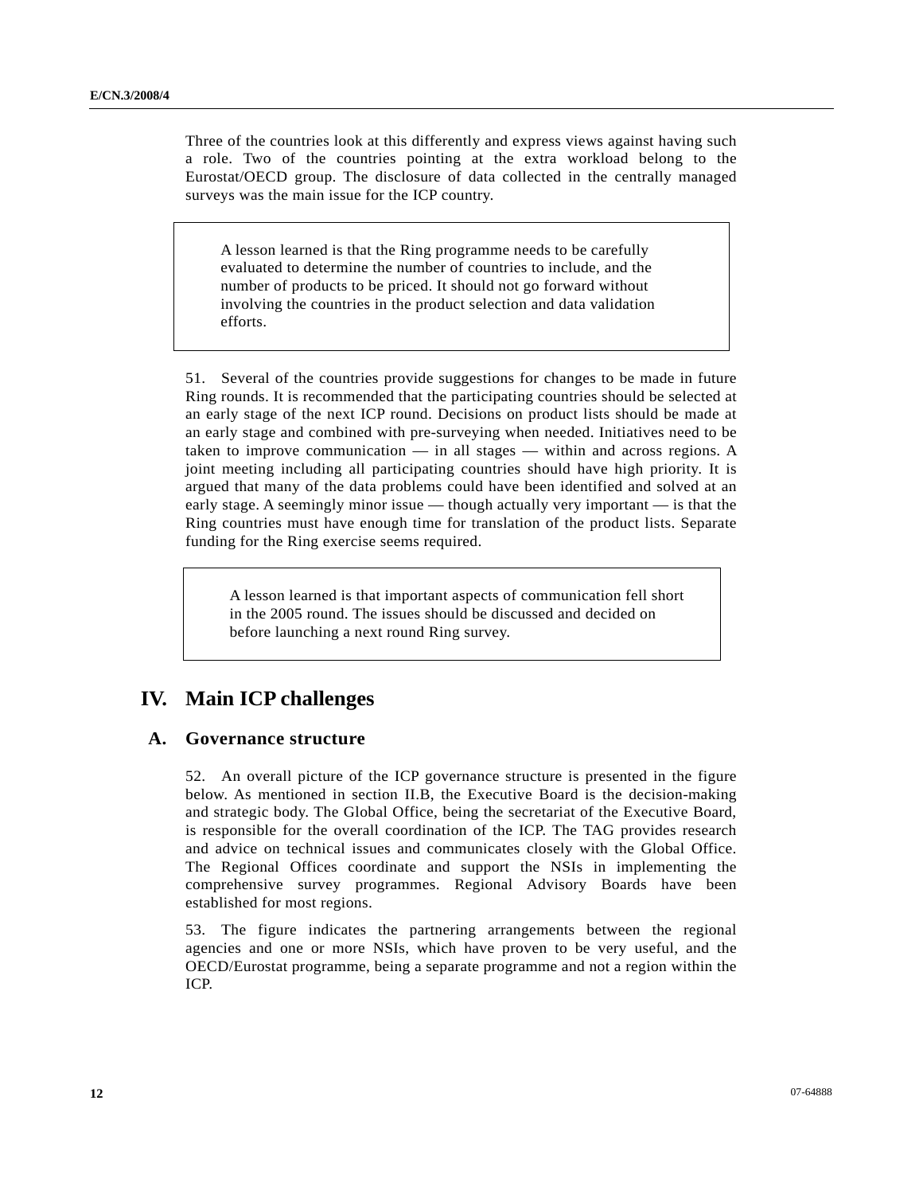Three of the countries look at this differently and express views against having such a role. Two of the countries pointing at the extra workload belong to the Eurostat/OECD group. The disclosure of data collected in the centrally managed surveys was the main issue for the ICP country.

> A lesson learned is that the Ring programme needs to be carefully evaluated to determine the number of countries to include, and the number of products to be priced. It should not go forward without involving the countries in the product selection and data validation efforts.

51. Several of the countries provide suggestions for changes to be made in future Ring rounds. It is recommended that the participating countries should be selected at an early stage of the next ICP round. Decisions on product lists should be made at an early stage and combined with pre-surveying when needed. Initiatives need to be taken to improve communication — in all stages — within and across regions. A joint meeting including all participating countries should have high priority. It is argued that many of the data problems could have been identified and solved at an early stage. A seemingly minor issue — though actually very important — is that the Ring countries must have enough time for translation of the product lists. Separate funding for the Ring exercise seems required.

> A lesson learned is that important aspects of communication fell short in the 2005 round. The issues should be discussed and decided on before launching a next round Ring survey.

# IV. Main ICP challenges

## A. Governance structure

52. An overall picture of the ICP governance structure is presented in the figure below. As mentioned in section II.B, the Executive Board is the decision-making and strategic body. The Global Office, being the secretariat of the Executive Board, is responsible for the overall coordination of the ICP. The TAG provides research and advice on technical issues and communicates closely with the Global Office. The Regional Offices coordinate and support the NSIs in implementing the comprehensive survey programmes. Regional Advisory Boards have been established for most regions.

53. The figure indicates the partnering arrangements between the regional agencies and one or more NSIs, which have proven to be very useful, and the OECD/Eurostat programme, being a separate programme and not a region within the ICP.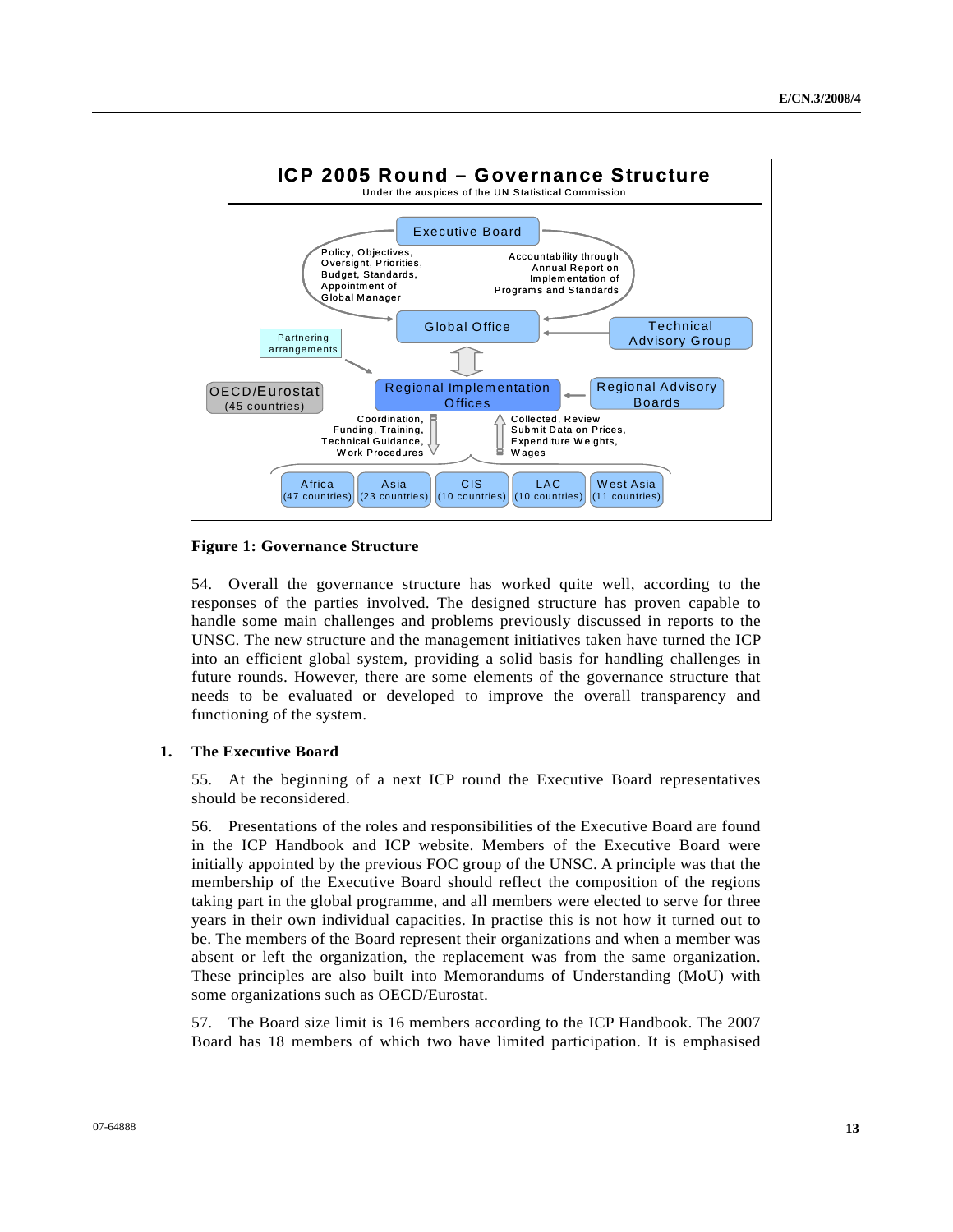**ICP 2005 Round – Governance Structure**

Under the auspices of the UN Statistical Commission

Executive Board

Policy, Objectives, Oversight, Priorities, Budget, Standards, Appointment of Global Manager

Accountability through Annual Report on Implementation of Programs and Standards

Global Office

Technical Advisory Group

Partnering arrangements

OECD/Eurostat (45 countries)

Regional Implementation Offices

Regional Advisory Boards

Coordination, Funding, Training, Technical Guidance, Work Procedures

Collected, Review Submit Data on Prices, Expenditure Weights, Wages

Africa (47 countries) | Asia (23 countries) | CIS (10 countries) | LAC (10 countries) | West Asia (11 countries)

**Figure 1: Governance Structure**

54. Overall the governance structure has worked quite well, according to the responses of the parties involved. The designed structure has proven capable to handle some main challenges and problems previously discussed in reports to the UNSC. The new structure and the management initiatives taken have turned the ICP into an efficient global system, providing a solid basis for handling challenges in future rounds. However, there are some elements of the governance structure that needs to be evaluated or developed to improve the overall transparency and functioning of the system.

## 1. The Executive Board

55. At the beginning of a next ICP round the Executive Board representatives should be reconsidered.

56. Presentations of the roles and responsibilities of the Executive Board are found in the ICP Handbook and ICP website. Members of the Executive Board were initially appointed by the previous FOC group of the UNSC. A principle was that the membership of the Executive Board should reflect the composition of the regions taking part in the global programme, and all members were elected to serve for three years in their own individual capacities. In practise this is not how it turned out to be. The members of the Board represent their organizations and when a member was absent or left the organization, the replacement was from the same organization. These principles are also built into Memorandums of Understanding (MoU) with some organizations such as OECD/Eurostat.

57. The Board size limit is 16 members according to the ICP Handbook. The 2007 Board has 18 members of which two have limited participation. It is emphasised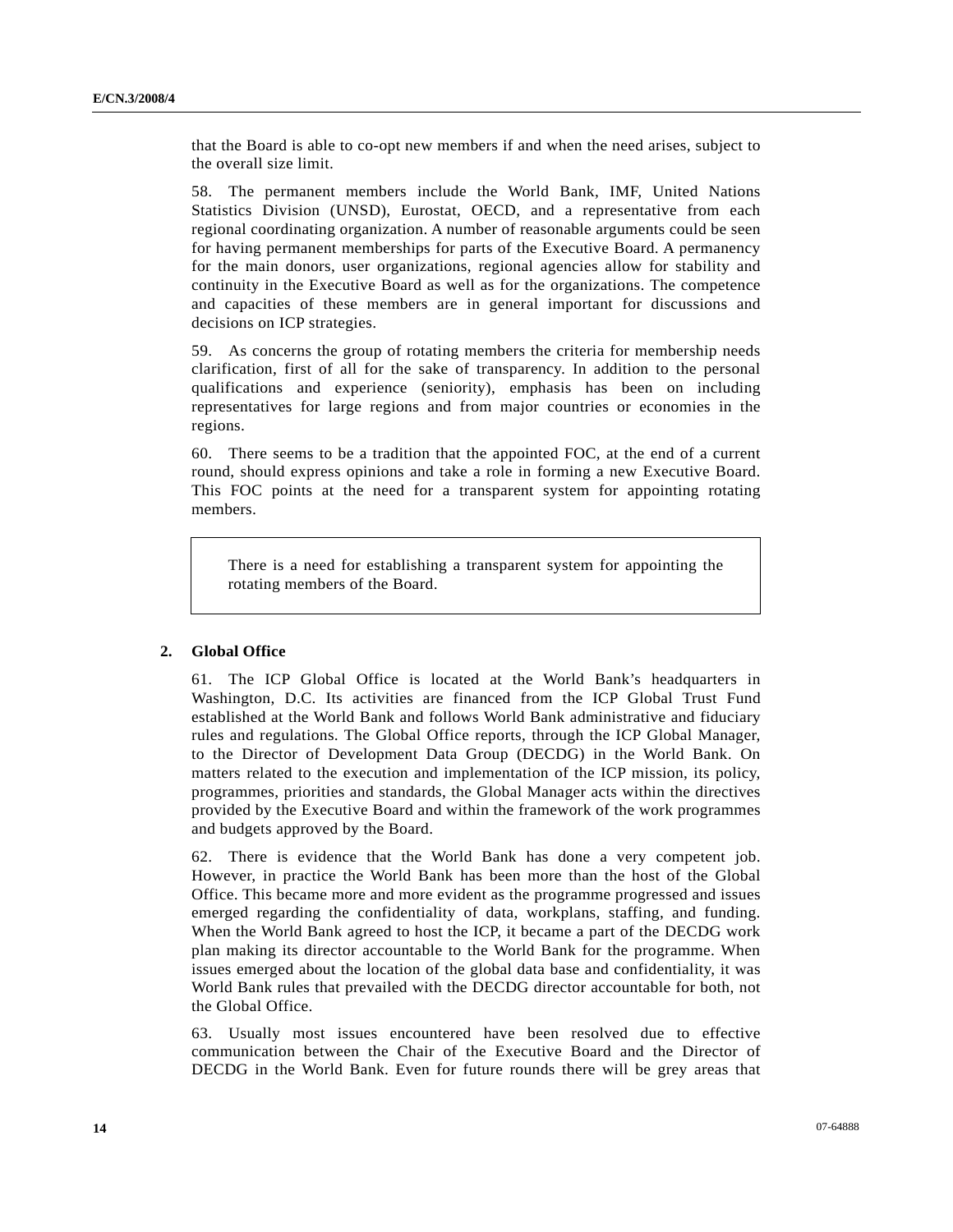that the Board is able to co-opt new members if and when the need arises, subject to the overall size limit.

58. The permanent members include the World Bank, IMF, United Nations Statistics Division (UNSD), Eurostat, OECD, and a representative from each regional coordinating organization. A number of reasonable arguments could be seen for having permanent memberships for parts of the Executive Board. A permanency for the main donors, user organizations, regional agencies allow for stability and continuity in the Executive Board as well as for the organizations. The competence and capacities of these members are in general important for discussions and decisions on ICP strategies.

59. As concerns the group of rotating members the criteria for membership needs clarification, first of all for the sake of transparency. In addition to the personal qualifications and experience (seniority), emphasis has been on including representatives for large regions and from major countries or economies in the regions.

60. There seems to be a tradition that the appointed FOC, at the end of a current round, should express opinions and take a role in forming a new Executive Board. This FOC points at the need for a transparent system for appointing rotating members.

> There is a need for establishing a transparent system for appointing the rotating members of the Board.

### 2. Global Office

61. The ICP Global Office is located at the World Bank's headquarters in Washington, D.C. Its activities are financed from the ICP Global Trust Fund established at the World Bank and follows World Bank administrative and fiduciary rules and regulations. The Global Office reports, through the ICP Global Manager, to the Director of Development Data Group (DECDG) in the World Bank. On matters related to the execution and implementation of the ICP mission, its policy, programmes, priorities and standards, the Global Manager acts within the directives provided by the Executive Board and within the framework of the work programmes and budgets approved by the Board.

62. There is evidence that the World Bank has done a very competent job. However, in practice the World Bank has been more than the host of the Global Office. This became more and more evident as the programme progressed and issues emerged regarding the confidentiality of data, workplans, staffing, and funding. When the World Bank agreed to host the ICP, it became a part of the DECDG work plan making its director accountable to the World Bank for the programme. When issues emerged about the location of the global data base and confidentiality, it was World Bank rules that prevailed with the DECDG director accountable for both, not the Global Office.

63. Usually most issues encountered have been resolved due to effective communication between the Chair of the Executive Board and the Director of DECDG in the World Bank. Even for future rounds there will be grey areas that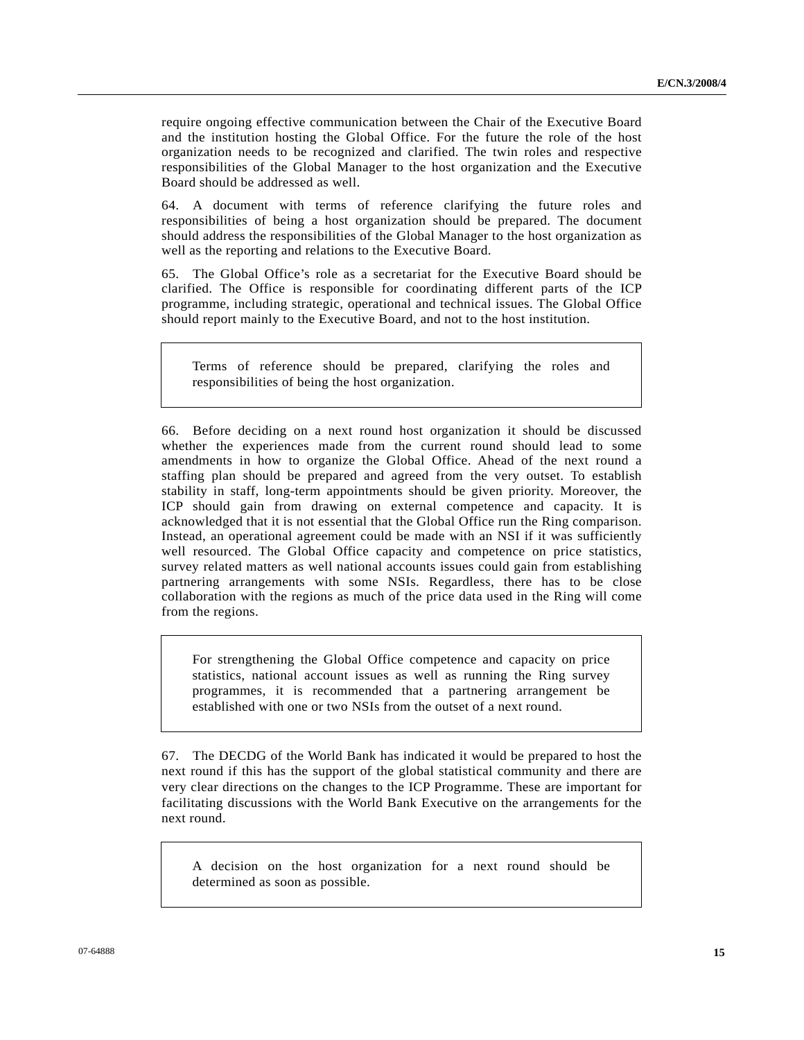require ongoing effective communication between the Chair of the Executive Board and the institution hosting the Global Office. For the future the role of the host organization needs to be recognized and clarified. The twin roles and respective responsibilities of the Global Manager to the host organization and the Executive Board should be addressed as well.

64. A document with terms of reference clarifying the future roles and responsibilities of being a host organization should be prepared. The document should address the responsibilities of the Global Manager to the host organization as well as the reporting and relations to the Executive Board.

65. The Global Office's role as a secretariat for the Executive Board should be clarified. The Office is responsible for coordinating different parts of the ICP programme, including strategic, operational and technical issues. The Global Office should report mainly to the Executive Board, and not to the host institution.

> Terms of reference should be prepared, clarifying the roles and responsibilities of being the host organization.

66. Before deciding on a next round host organization it should be discussed whether the experiences made from the current round should lead to some amendments in how to organize the Global Office. Ahead of the next round a staffing plan should be prepared and agreed from the very outset. To establish stability in staff, long-term appointments should be given priority. Moreover, the ICP should gain from drawing on external competence and capacity. It is acknowledged that it is not essential that the Global Office run the Ring comparison. Instead, an operational agreement could be made with an NSI if it was sufficiently well resourced. The Global Office capacity and competence on price statistics, survey related matters as well national accounts issues could gain from establishing partnering arrangements with some NSIs. Regardless, there has to be close collaboration with the regions as much of the price data used in the Ring will come from the regions.

> For strengthening the Global Office competence and capacity on price statistics, national account issues as well as running the Ring survey programmes, it is recommended that a partnering arrangement be established with one or two NSIs from the outset of a next round.

67. The DECDG of the World Bank has indicated it would be prepared to host the next round if this has the support of the global statistical community and there are very clear directions on the changes to the ICP Programme. These are important for facilitating discussions with the World Bank Executive on the arrangements for the next round.

> A decision on the host organization for a next round should be determined as soon as possible.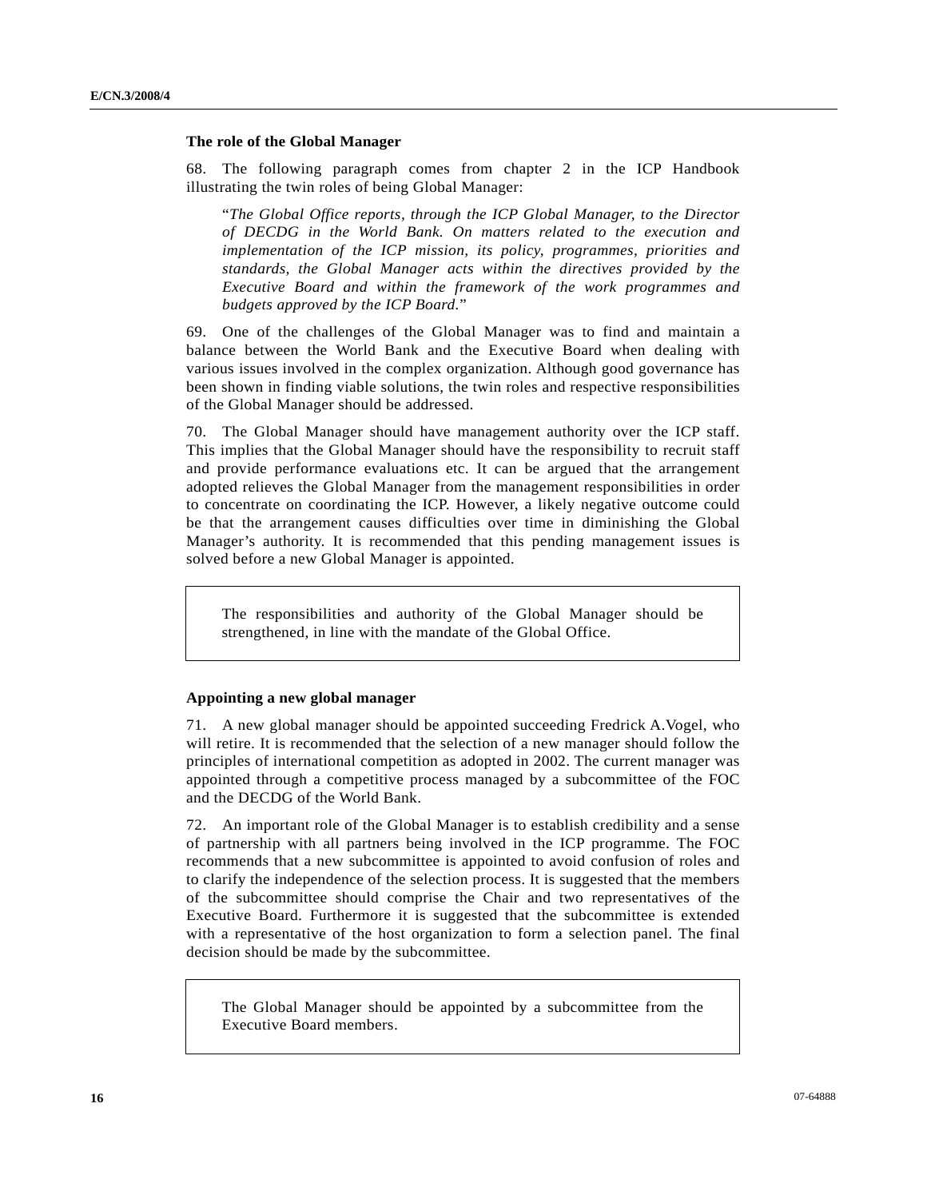### The role of the Global Manager

68. The following paragraph comes from chapter 2 in the ICP Handbook illustrating the twin roles of being Global Manager:

> "*The Global Office reports, through the ICP Global Manager, to the Director of DECDG in the World Bank. On matters related to the execution and implementation of the ICP mission, its policy, programmes, priorities and standards, the Global Manager acts within the directives provided by the Executive Board and within the framework of the work programmes and budgets approved by the ICP Board.*"

69. One of the challenges of the Global Manager was to find and maintain a balance between the World Bank and the Executive Board when dealing with various issues involved in the complex organization. Although good governance has been shown in finding viable solutions, the twin roles and respective responsibilities of the Global Manager should be addressed.

70. The Global Manager should have management authority over the ICP staff. This implies that the Global Manager should have the responsibility to recruit staff and provide performance evaluations etc. It can be argued that the arrangement adopted relieves the Global Manager from the management responsibilities in order to concentrate on coordinating the ICP. However, a likely negative outcome could be that the arrangement causes difficulties over time in diminishing the Global Manager's authority. It is recommended that this pending management issues is solved before a new Global Manager is appointed.

> The responsibilities and authority of the Global Manager should be strengthened, in line with the mandate of the Global Office.

### Appointing a new global manager

71. A new global manager should be appointed succeeding Fredrick A.Vogel, who will retire. It is recommended that the selection of a new manager should follow the principles of international competition as adopted in 2002. The current manager was appointed through a competitive process managed by a subcommittee of the FOC and the DECDG of the World Bank.

72. An important role of the Global Manager is to establish credibility and a sense of partnership with all partners being involved in the ICP programme. The FOC recommends that a new subcommittee is appointed to avoid confusion of roles and to clarify the independence of the selection process. It is suggested that the members of the subcommittee should comprise the Chair and two representatives of the Executive Board. Furthermore it is suggested that the subcommittee is extended with a representative of the host organization to form a selection panel. The final decision should be made by the subcommittee.

> The Global Manager should be appointed by a subcommittee from the Executive Board members.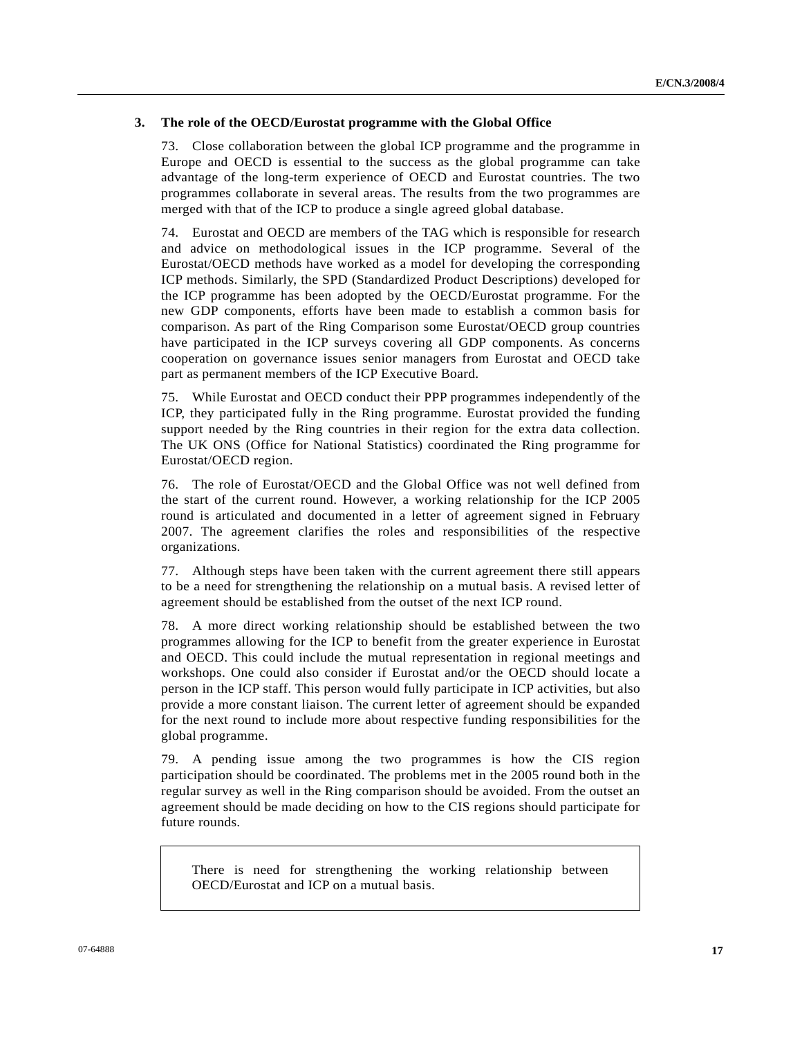### 3. The role of the OECD/Eurostat programme with the Global Office

73. Close collaboration between the global ICP programme and the programme in Europe and OECD is essential to the success as the global programme can take advantage of the long-term experience of OECD and Eurostat countries. The two programmes collaborate in several areas. The results from the two programmes are merged with that of the ICP to produce a single agreed global database.

74. Eurostat and OECD are members of the TAG which is responsible for research and advice on methodological issues in the ICP programme. Several of the Eurostat/OECD methods have worked as a model for developing the corresponding ICP methods. Similarly, the SPD (Standardized Product Descriptions) developed for the ICP programme has been adopted by the OECD/Eurostat programme. For the new GDP components, efforts have been made to establish a common basis for comparison. As part of the Ring Comparison some Eurostat/OECD group countries have participated in the ICP surveys covering all GDP components. As concerns cooperation on governance issues senior managers from Eurostat and OECD take part as permanent members of the ICP Executive Board.

75. While Eurostat and OECD conduct their PPP programmes independently of the ICP, they participated fully in the Ring programme. Eurostat provided the funding support needed by the Ring countries in their region for the extra data collection. The UK ONS (Office for National Statistics) coordinated the Ring programme for Eurostat/OECD region.

76. The role of Eurostat/OECD and the Global Office was not well defined from the start of the current round. However, a working relationship for the ICP 2005 round is articulated and documented in a letter of agreement signed in February 2007. The agreement clarifies the roles and responsibilities of the respective organizations.

77. Although steps have been taken with the current agreement there still appears to be a need for strengthening the relationship on a mutual basis. A revised letter of agreement should be established from the outset of the next ICP round.

78. A more direct working relationship should be established between the two programmes allowing for the ICP to benefit from the greater experience in Eurostat and OECD. This could include the mutual representation in regional meetings and workshops. One could also consider if Eurostat and/or the OECD should locate a person in the ICP staff. This person would fully participate in ICP activities, but also provide a more constant liaison. The current letter of agreement should be expanded for the next round to include more about respective funding responsibilities for the global programme.

79. A pending issue among the two programmes is how the CIS region participation should be coordinated. The problems met in the 2005 round both in the regular survey as well in the Ring comparison should be avoided. From the outset an agreement should be made deciding on how to the CIS regions should participate for future rounds.

> There is need for strengthening the working relationship between OECD/Eurostat and ICP on a mutual basis.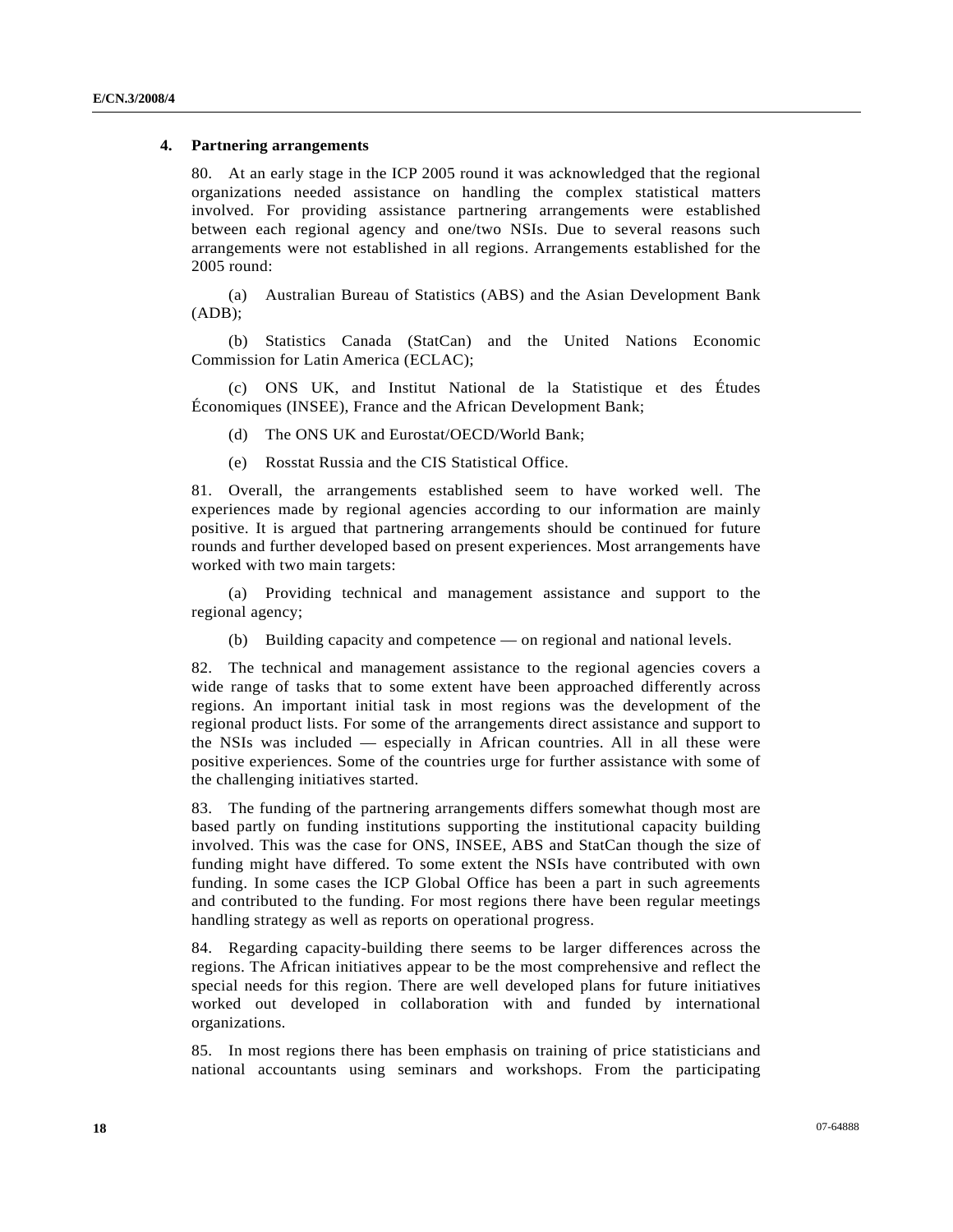### 4. Partnering arrangements

80. At an early stage in the ICP 2005 round it was acknowledged that the regional organizations needed assistance on handling the complex statistical matters involved. For providing assistance partnering arrangements were established between each regional agency and one/two NSIs. Due to several reasons such arrangements were not established in all regions. Arrangements established for the 2005 round:

(a) Australian Bureau of Statistics (ABS) and the Asian Development Bank (ADB);

(b) Statistics Canada (StatCan) and the United Nations Economic Commission for Latin America (ECLAC);

(c) ONS UK, and Institut National de la Statistique et des Études Économiques (INSEE), France and the African Development Bank;

(d) The ONS UK and Eurostat/OECD/World Bank;

(e) Rosstat Russia and the CIS Statistical Office.

81. Overall, the arrangements established seem to have worked well. The experiences made by regional agencies according to our information are mainly positive. It is argued that partnering arrangements should be continued for future rounds and further developed based on present experiences. Most arrangements have worked with two main targets:

(a) Providing technical and management assistance and support to the regional agency;

(b) Building capacity and competence — on regional and national levels.

82. The technical and management assistance to the regional agencies covers a wide range of tasks that to some extent have been approached differently across regions. An important initial task in most regions was the development of the regional product lists. For some of the arrangements direct assistance and support to the NSIs was included — especially in African countries. All in all these were positive experiences. Some of the countries urge for further assistance with some of the challenging initiatives started.

83. The funding of the partnering arrangements differs somewhat though most are based partly on funding institutions supporting the institutional capacity building involved. This was the case for ONS, INSEE, ABS and StatCan though the size of funding might have differed. To some extent the NSIs have contributed with own funding. In some cases the ICP Global Office has been a part in such agreements and contributed to the funding. For most regions there have been regular meetings handling strategy as well as reports on operational progress.

84. Regarding capacity-building there seems to be larger differences across the regions. The African initiatives appear to be the most comprehensive and reflect the special needs for this region. There are well developed plans for future initiatives worked out developed in collaboration with and funded by international organizations.

85. In most regions there has been emphasis on training of price statisticians and national accountants using seminars and workshops. From the participating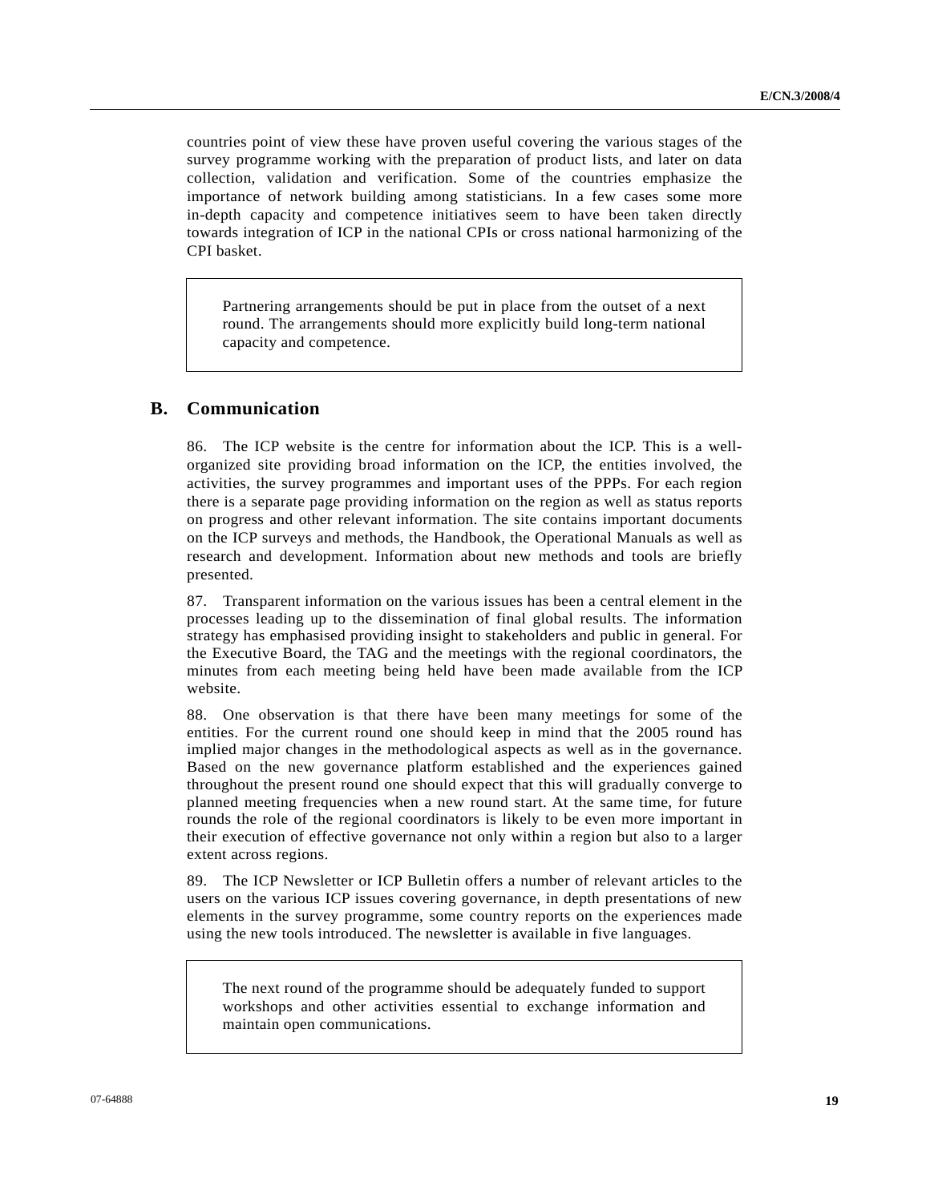countries point of view these have proven useful covering the various stages of the survey programme working with the preparation of product lists, and later on data collection, validation and verification. Some of the countries emphasize the importance of network building among statisticians. In a few cases some more in-depth capacity and competence initiatives seem to have been taken directly towards integration of ICP in the national CPIs or cross national harmonizing of the CPI basket.

> Partnering arrangements should be put in place from the outset of a next round. The arrangements should more explicitly build long-term national capacity and competence.

## B. Communication

86. The ICP website is the centre for information about the ICP. This is a well-organized site providing broad information on the ICP, the entities involved, the activities, the survey programmes and important uses of the PPPs. For each region there is a separate page providing information on the region as well as status reports on progress and other relevant information. The site contains important documents on the ICP surveys and methods, the Handbook, the Operational Manuals as well as research and development. Information about new methods and tools are briefly presented.

87. Transparent information on the various issues has been a central element in the processes leading up to the dissemination of final global results. The information strategy has emphasised providing insight to stakeholders and public in general. For the Executive Board, the TAG and the meetings with the regional coordinators, the minutes from each meeting being held have been made available from the ICP website.

88. One observation is that there have been many meetings for some of the entities. For the current round one should keep in mind that the 2005 round has implied major changes in the methodological aspects as well as in the governance. Based on the new governance platform established and the experiences gained throughout the present round one should expect that this will gradually converge to planned meeting frequencies when a new round start. At the same time, for future rounds the role of the regional coordinators is likely to be even more important in their execution of effective governance not only within a region but also to a larger extent across regions.

89. The ICP Newsletter or ICP Bulletin offers a number of relevant articles to the users on the various ICP issues covering governance, in depth presentations of new elements in the survey programme, some country reports on the experiences made using the new tools introduced. The newsletter is available in five languages.

> The next round of the programme should be adequately funded to support workshops and other activities essential to exchange information and maintain open communications.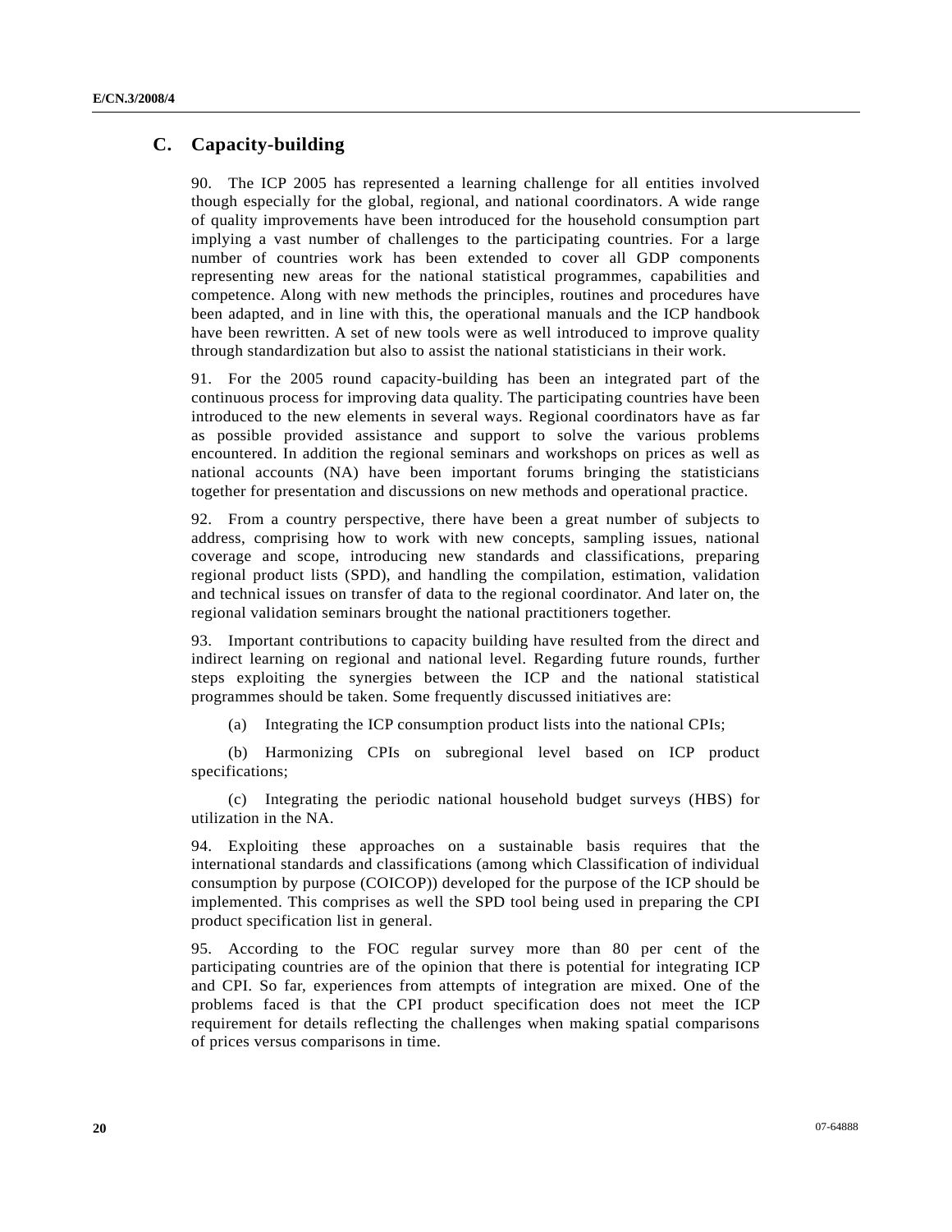## C. Capacity-building

90. The ICP 2005 has represented a learning challenge for all entities involved though especially for the global, regional, and national coordinators. A wide range of quality improvements have been introduced for the household consumption part implying a vast number of challenges to the participating countries. For a large number of countries work has been extended to cover all GDP components representing new areas for the national statistical programmes, capabilities and competence. Along with new methods the principles, routines and procedures have been adapted, and in line with this, the operational manuals and the ICP handbook have been rewritten. A set of new tools were as well introduced to improve quality through standardization but also to assist the national statisticians in their work.

91. For the 2005 round capacity-building has been an integrated part of the continuous process for improving data quality. The participating countries have been introduced to the new elements in several ways. Regional coordinators have as far as possible provided assistance and support to solve the various problems encountered. In addition the regional seminars and workshops on prices as well as national accounts (NA) have been important forums bringing the statisticians together for presentation and discussions on new methods and operational practice.

92. From a country perspective, there have been a great number of subjects to address, comprising how to work with new concepts, sampling issues, national coverage and scope, introducing new standards and classifications, preparing regional product lists (SPD), and handling the compilation, estimation, validation and technical issues on transfer of data to the regional coordinator. And later on, the regional validation seminars brought the national practitioners together.

93. Important contributions to capacity building have resulted from the direct and indirect learning on regional and national level. Regarding future rounds, further steps exploiting the synergies between the ICP and the national statistical programmes should be taken. Some frequently discussed initiatives are:

(a) Integrating the ICP consumption product lists into the national CPIs;

(b) Harmonizing CPIs on subregional level based on ICP product specifications;

(c) Integrating the periodic national household budget surveys (HBS) for utilization in the NA.

94. Exploiting these approaches on a sustainable basis requires that the international standards and classifications (among which Classification of individual consumption by purpose (COICOP)) developed for the purpose of the ICP should be implemented. This comprises as well the SPD tool being used in preparing the CPI product specification list in general.

95. According to the FOC regular survey more than 80 per cent of the participating countries are of the opinion that there is potential for integrating ICP and CPI. So far, experiences from attempts of integration are mixed. One of the problems faced is that the CPI product specification does not meet the ICP requirement for details reflecting the challenges when making spatial comparisons of prices versus comparisons in time.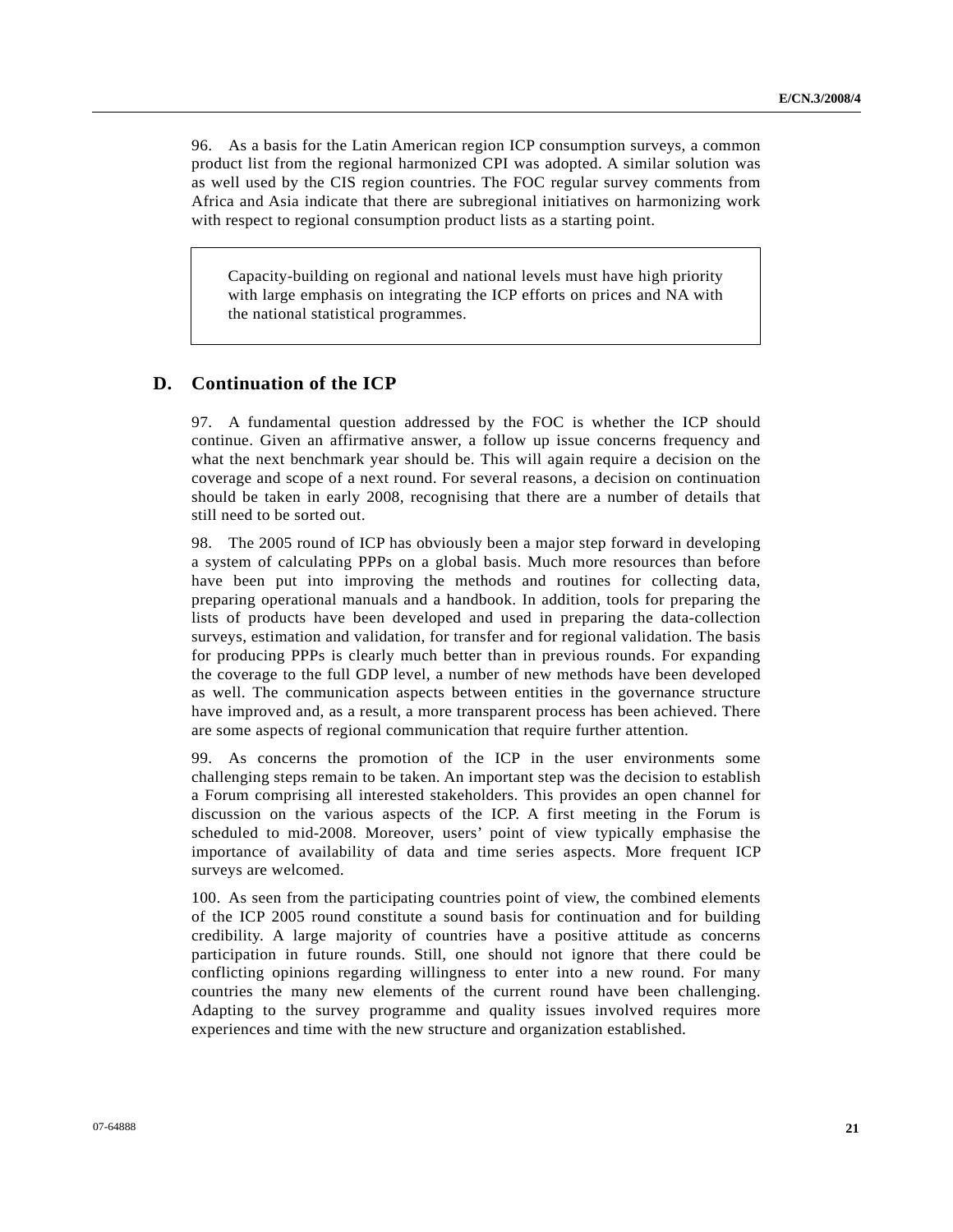96. As a basis for the Latin American region ICP consumption surveys, a common product list from the regional harmonized CPI was adopted. A similar solution was as well used by the CIS region countries. The FOC regular survey comments from Africa and Asia indicate that there are subregional initiatives on harmonizing work with respect to regional consumption product lists as a starting point.

> Capacity-building on regional and national levels must have high priority with large emphasis on integrating the ICP efforts on prices and NA with the national statistical programmes.

## D. Continuation of the ICP

97. A fundamental question addressed by the FOC is whether the ICP should continue. Given an affirmative answer, a follow up issue concerns frequency and what the next benchmark year should be. This will again require a decision on the coverage and scope of a next round. For several reasons, a decision on continuation should be taken in early 2008, recognising that there are a number of details that still need to be sorted out.

98. The 2005 round of ICP has obviously been a major step forward in developing a system of calculating PPPs on a global basis. Much more resources than before have been put into improving the methods and routines for collecting data, preparing operational manuals and a handbook. In addition, tools for preparing the lists of products have been developed and used in preparing the data-collection surveys, estimation and validation, for transfer and for regional validation. The basis for producing PPPs is clearly much better than in previous rounds. For expanding the coverage to the full GDP level, a number of new methods have been developed as well. The communication aspects between entities in the governance structure have improved and, as a result, a more transparent process has been achieved. There are some aspects of regional communication that require further attention.

99. As concerns the promotion of the ICP in the user environments some challenging steps remain to be taken. An important step was the decision to establish a Forum comprising all interested stakeholders. This provides an open channel for discussion on the various aspects of the ICP. A first meeting in the Forum is scheduled to mid-2008. Moreover, users' point of view typically emphasise the importance of availability of data and time series aspects. More frequent ICP surveys are welcomed.

100. As seen from the participating countries point of view, the combined elements of the ICP 2005 round constitute a sound basis for continuation and for building credibility. A large majority of countries have a positive attitude as concerns participation in future rounds. Still, one should not ignore that there could be conflicting opinions regarding willingness to enter into a new round. For many countries the many new elements of the current round have been challenging. Adapting to the survey programme and quality issues involved requires more experiences and time with the new structure and organization established.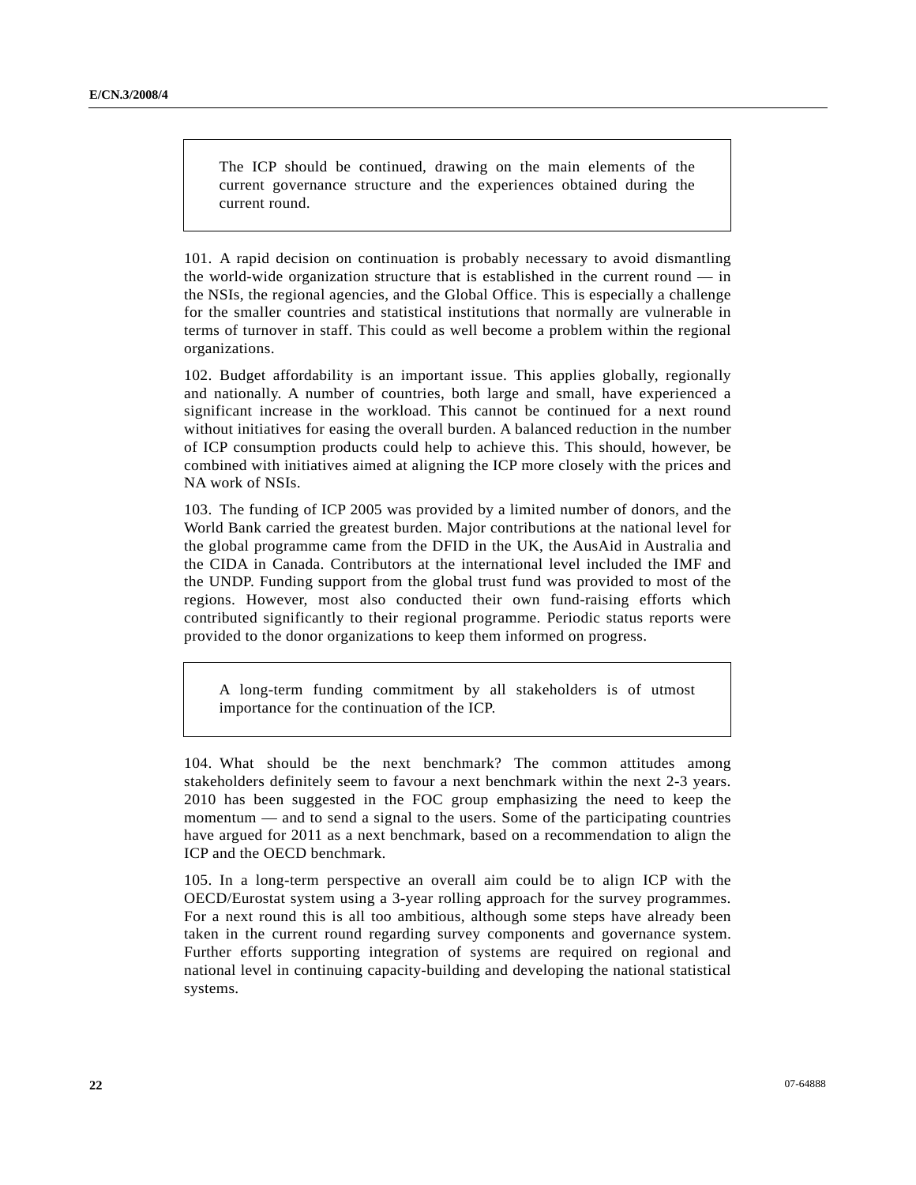> The ICP should be continued, drawing on the main elements of the current governance structure and the experiences obtained during the current round.

101. A rapid decision on continuation is probably necessary to avoid dismantling the world-wide organization structure that is established in the current round — in the NSIs, the regional agencies, and the Global Office. This is especially a challenge for the smaller countries and statistical institutions that normally are vulnerable in terms of turnover in staff. This could as well become a problem within the regional organizations.

102. Budget affordability is an important issue. This applies globally, regionally and nationally. A number of countries, both large and small, have experienced a significant increase in the workload. This cannot be continued for a next round without initiatives for easing the overall burden. A balanced reduction in the number of ICP consumption products could help to achieve this. This should, however, be combined with initiatives aimed at aligning the ICP more closely with the prices and NA work of NSIs.

103. The funding of ICP 2005 was provided by a limited number of donors, and the World Bank carried the greatest burden. Major contributions at the national level for the global programme came from the DFID in the UK, the AusAid in Australia and the CIDA in Canada. Contributors at the international level included the IMF and the UNDP. Funding support from the global trust fund was provided to most of the regions. However, most also conducted their own fund-raising efforts which contributed significantly to their regional programme. Periodic status reports were provided to the donor organizations to keep them informed on progress.

> A long-term funding commitment by all stakeholders is of utmost importance for the continuation of the ICP.

104. What should be the next benchmark? The common attitudes among stakeholders definitely seem to favour a next benchmark within the next 2-3 years. 2010 has been suggested in the FOC group emphasizing the need to keep the momentum — and to send a signal to the users. Some of the participating countries have argued for 2011 as a next benchmark, based on a recommendation to align the ICP and the OECD benchmark.

105. In a long-term perspective an overall aim could be to align ICP with the OECD/Eurostat system using a 3-year rolling approach for the survey programmes. For a next round this is all too ambitious, although some steps have already been taken in the current round regarding survey components and governance system. Further efforts supporting integration of systems are required on regional and national level in continuing capacity-building and developing the national statistical systems.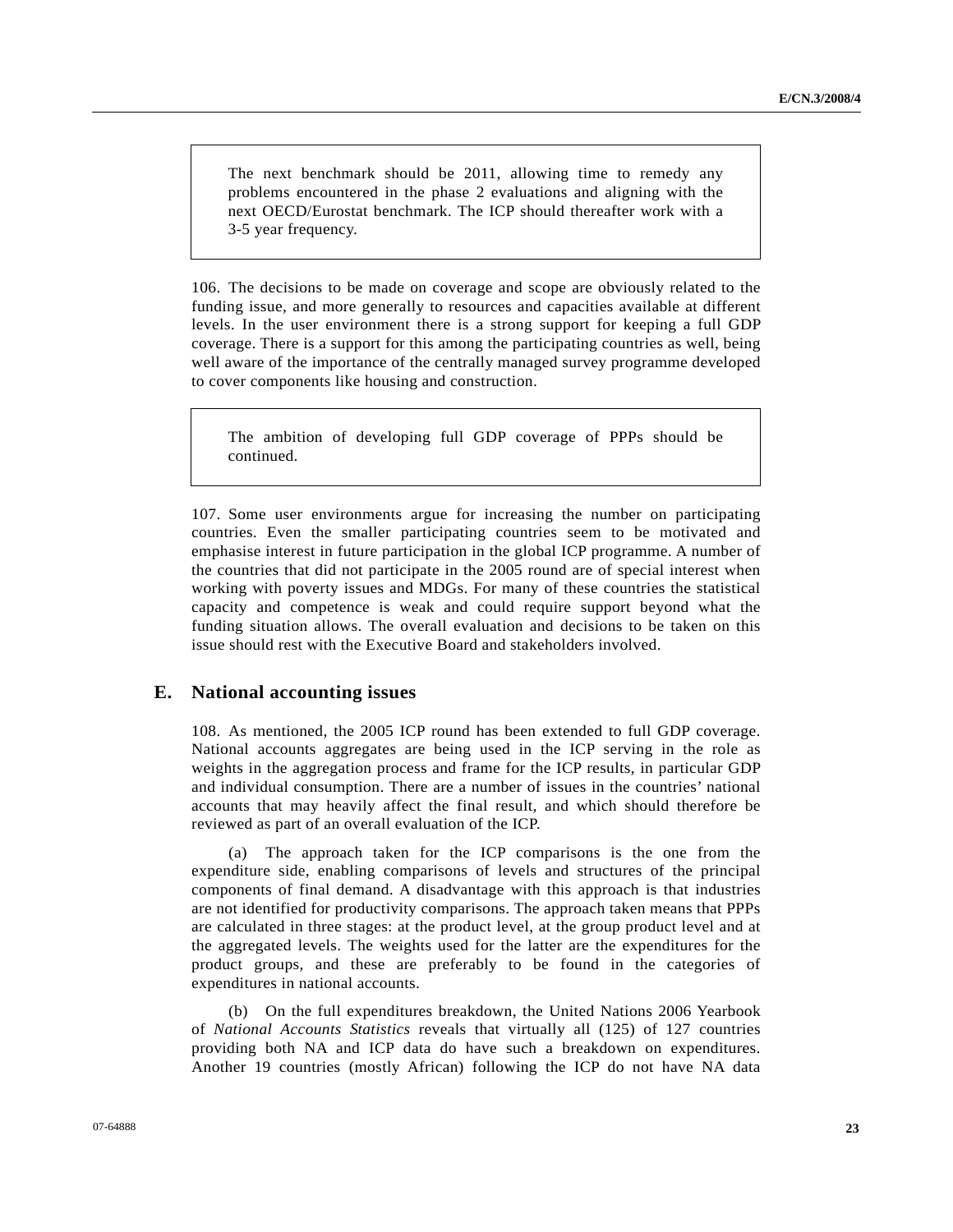> The next benchmark should be 2011, allowing time to remedy any problems encountered in the phase 2 evaluations and aligning with the next OECD/Eurostat benchmark. The ICP should thereafter work with a 3-5 year frequency.

106. The decisions to be made on coverage and scope are obviously related to the funding issue, and more generally to resources and capacities available at different levels. In the user environment there is a strong support for keeping a full GDP coverage. There is a support for this among the participating countries as well, being well aware of the importance of the centrally managed survey programme developed to cover components like housing and construction.

> The ambition of developing full GDP coverage of PPPs should be continued.

107. Some user environments argue for increasing the number on participating countries. Even the smaller participating countries seem to be motivated and emphasise interest in future participation in the global ICP programme. A number of the countries that did not participate in the 2005 round are of special interest when working with poverty issues and MDGs. For many of these countries the statistical capacity and competence is weak and could require support beyond what the funding situation allows. The overall evaluation and decisions to be taken on this issue should rest with the Executive Board and stakeholders involved.

## E. National accounting issues

108. As mentioned, the 2005 ICP round has been extended to full GDP coverage. National accounts aggregates are being used in the ICP serving in the role as weights in the aggregation process and frame for the ICP results, in particular GDP and individual consumption. There are a number of issues in the countries' national accounts that may heavily affect the final result, and which should therefore be reviewed as part of an overall evaluation of the ICP.

(a) The approach taken for the ICP comparisons is the one from the expenditure side, enabling comparisons of levels and structures of the principal components of final demand. A disadvantage with this approach is that industries are not identified for productivity comparisons. The approach taken means that PPPs are calculated in three stages: at the product level, at the group product level and at the aggregated levels. The weights used for the latter are the expenditures for the product groups, and these are preferably to be found in the categories of expenditures in national accounts.

(b) On the full expenditures breakdown, the United Nations 2006 Yearbook of *National Accounts Statistics* reveals that virtually all (125) of 127 countries providing both NA and ICP data do have such a breakdown on expenditures. Another 19 countries (mostly African) following the ICP do not have NA data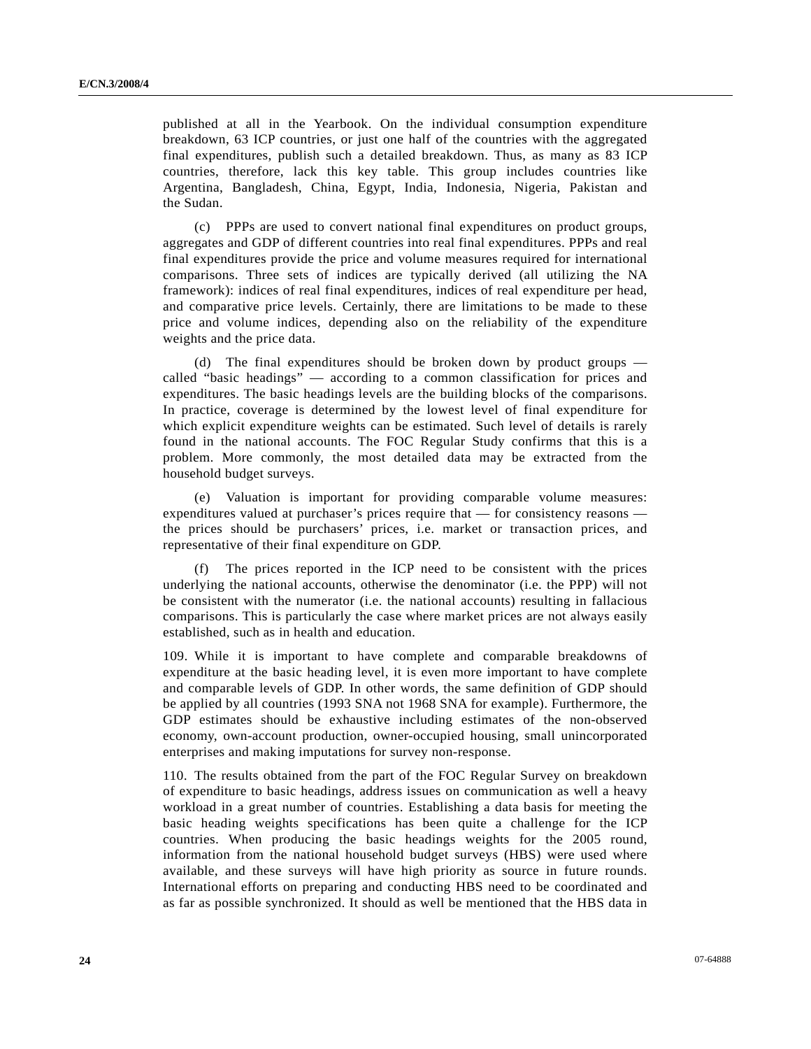published at all in the Yearbook. On the individual consumption expenditure breakdown, 63 ICP countries, or just one half of the countries with the aggregated final expenditures, publish such a detailed breakdown. Thus, as many as 83 ICP countries, therefore, lack this key table. This group includes countries like Argentina, Bangladesh, China, Egypt, India, Indonesia, Nigeria, Pakistan and the Sudan.

(c) PPPs are used to convert national final expenditures on product groups, aggregates and GDP of different countries into real final expenditures. PPPs and real final expenditures provide the price and volume measures required for international comparisons. Three sets of indices are typically derived (all utilizing the NA framework): indices of real final expenditures, indices of real expenditure per head, and comparative price levels. Certainly, there are limitations to be made to these price and volume indices, depending also on the reliability of the expenditure weights and the price data.

(d) The final expenditures should be broken down by product groups — called "basic headings" — according to a common classification for prices and expenditures. The basic headings levels are the building blocks of the comparisons. In practice, coverage is determined by the lowest level of final expenditure for which explicit expenditure weights can be estimated. Such level of details is rarely found in the national accounts. The FOC Regular Study confirms that this is a problem. More commonly, the most detailed data may be extracted from the household budget surveys.

(e) Valuation is important for providing comparable volume measures: expenditures valued at purchaser's prices require that — for consistency reasons — the prices should be purchasers' prices, i.e. market or transaction prices, and representative of their final expenditure on GDP.

(f) The prices reported in the ICP need to be consistent with the prices underlying the national accounts, otherwise the denominator (i.e. the PPP) will not be consistent with the numerator (i.e. the national accounts) resulting in fallacious comparisons. This is particularly the case where market prices are not always easily established, such as in health and education.

109. While it is important to have complete and comparable breakdowns of expenditure at the basic heading level, it is even more important to have complete and comparable levels of GDP. In other words, the same definition of GDP should be applied by all countries (1993 SNA not 1968 SNA for example). Furthermore, the GDP estimates should be exhaustive including estimates of the non-observed economy, own-account production, owner-occupied housing, small unincorporated enterprises and making imputations for survey non-response.

110. The results obtained from the part of the FOC Regular Survey on breakdown of expenditure to basic headings, address issues on communication as well a heavy workload in a great number of countries. Establishing a data basis for meeting the basic heading weights specifications has been quite a challenge for the ICP countries. When producing the basic headings weights for the 2005 round, information from the national household budget surveys (HBS) were used where available, and these surveys will have high priority as source in future rounds. International efforts on preparing and conducting HBS need to be coordinated and as far as possible synchronized. It should as well be mentioned that the HBS data in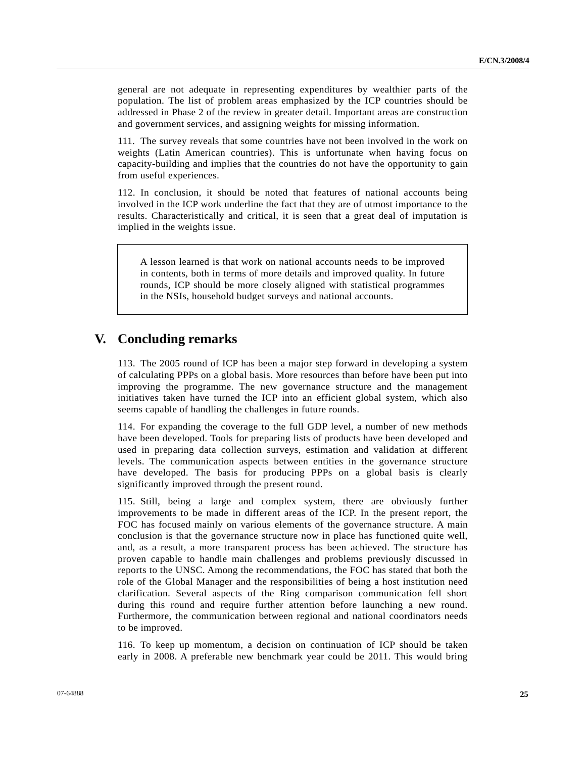general are not adequate in representing expenditures by wealthier parts of the population. The list of problem areas emphasized by the ICP countries should be addressed in Phase 2 of the review in greater detail. Important areas are construction and government services, and assigning weights for missing information.

111. The survey reveals that some countries have not been involved in the work on weights (Latin American countries). This is unfortunate when having focus on capacity-building and implies that the countries do not have the opportunity to gain from useful experiences.

112. In conclusion, it should be noted that features of national accounts being involved in the ICP work underline the fact that they are of utmost importance to the results. Characteristically and critical, it is seen that a great deal of imputation is implied in the weights issue.

> A lesson learned is that work on national accounts needs to be improved in contents, both in terms of more details and improved quality. In future rounds, ICP should be more closely aligned with statistical programmes in the NSIs, household budget surveys and national accounts.

## V. Concluding remarks

113. The 2005 round of ICP has been a major step forward in developing a system of calculating PPPs on a global basis. More resources than before have been put into improving the programme. The new governance structure and the management initiatives taken have turned the ICP into an efficient global system, which also seems capable of handling the challenges in future rounds.

114. For expanding the coverage to the full GDP level, a number of new methods have been developed. Tools for preparing lists of products have been developed and used in preparing data collection surveys, estimation and validation at different levels. The communication aspects between entities in the governance structure have developed. The basis for producing PPPs on a global basis is clearly significantly improved through the present round.

115. Still, being a large and complex system, there are obviously further improvements to be made in different areas of the ICP. In the present report, the FOC has focused mainly on various elements of the governance structure. A main conclusion is that the governance structure now in place has functioned quite well, and, as a result, a more transparent process has been achieved. The structure has proven capable to handle main challenges and problems previously discussed in reports to the UNSC. Among the recommendations, the FOC has stated that both the role of the Global Manager and the responsibilities of being a host institution need clarification. Several aspects of the Ring comparison communication fell short during this round and require further attention before launching a new round. Furthermore, the communication between regional and national coordinators needs to be improved.

116. To keep up momentum, a decision on continuation of ICP should be taken early in 2008. A preferable new benchmark year could be 2011. This would bring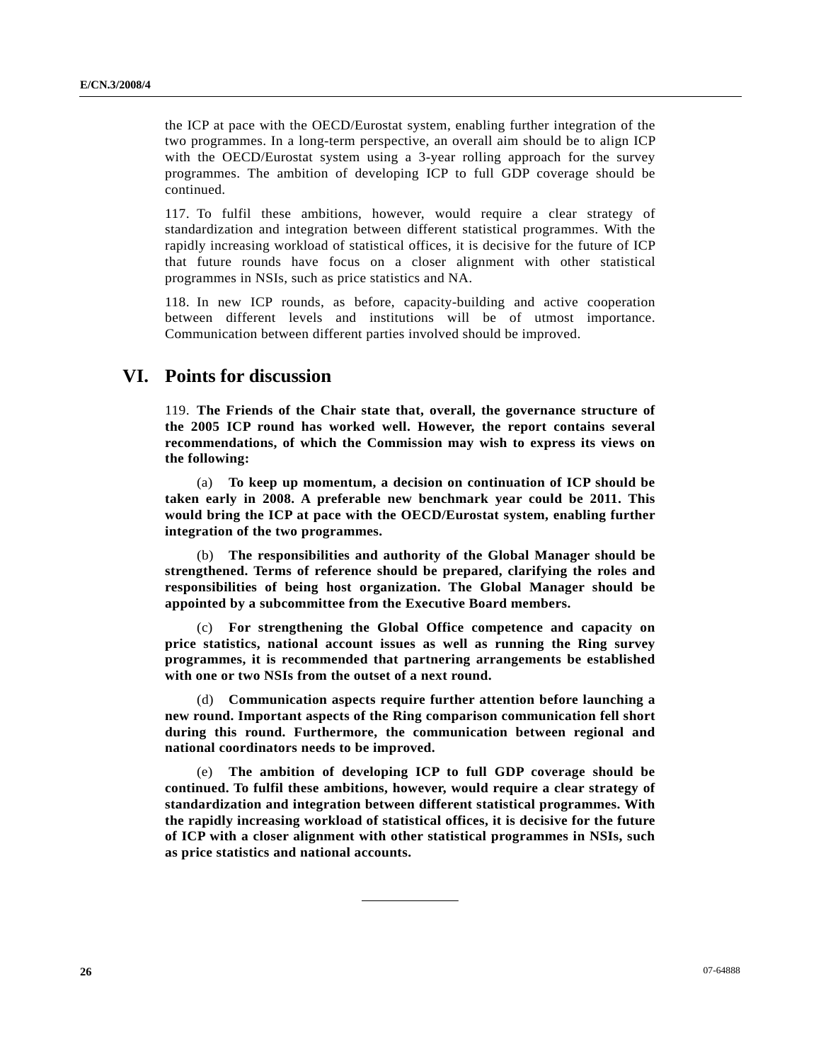the ICP at pace with the OECD/Eurostat system, enabling further integration of the two programmes. In a long-term perspective, an overall aim should be to align ICP with the OECD/Eurostat system using a 3-year rolling approach for the survey programmes. The ambition of developing ICP to full GDP coverage should be continued.

117. To fulfil these ambitions, however, would require a clear strategy of standardization and integration between different statistical programmes. With the rapidly increasing workload of statistical offices, it is decisive for the future of ICP that future rounds have focus on a closer alignment with other statistical programmes in NSIs, such as price statistics and NA.

118. In new ICP rounds, as before, capacity-building and active cooperation between different levels and institutions will be of utmost importance. Communication between different parties involved should be improved.

# VI. Points for discussion

119. **The Friends of the Chair state that, overall, the governance structure of the 2005 ICP round has worked well. However, the report contains several recommendations, of which the Commission may wish to express its views on the following:**

(a) **To keep up momentum, a decision on continuation of ICP should be taken early in 2008. A preferable new benchmark year could be 2011. This would bring the ICP at pace with the OECD/Eurostat system, enabling further integration of the two programmes.**

(b) **The responsibilities and authority of the Global Manager should be strengthened. Terms of reference should be prepared, clarifying the roles and responsibilities of being host organization. The Global Manager should be appointed by a subcommittee from the Executive Board members.**

(c) **For strengthening the Global Office competence and capacity on price statistics, national account issues as well as running the Ring survey programmes, it is recommended that partnering arrangements be established with one or two NSIs from the outset of a next round.**

(d) **Communication aspects require further attention before launching a new round. Important aspects of the Ring comparison communication fell short during this round. Furthermore, the communication between regional and national coordinators needs to be improved.**

(e) **The ambition of developing ICP to full GDP coverage should be continued. To fulfil these ambitions, however, would require a clear strategy of standardization and integration between different statistical programmes. With the rapidly increasing workload of statistical offices, it is decisive for the future of ICP with a closer alignment with other statistical programmes in NSIs, such as price statistics and national accounts.**